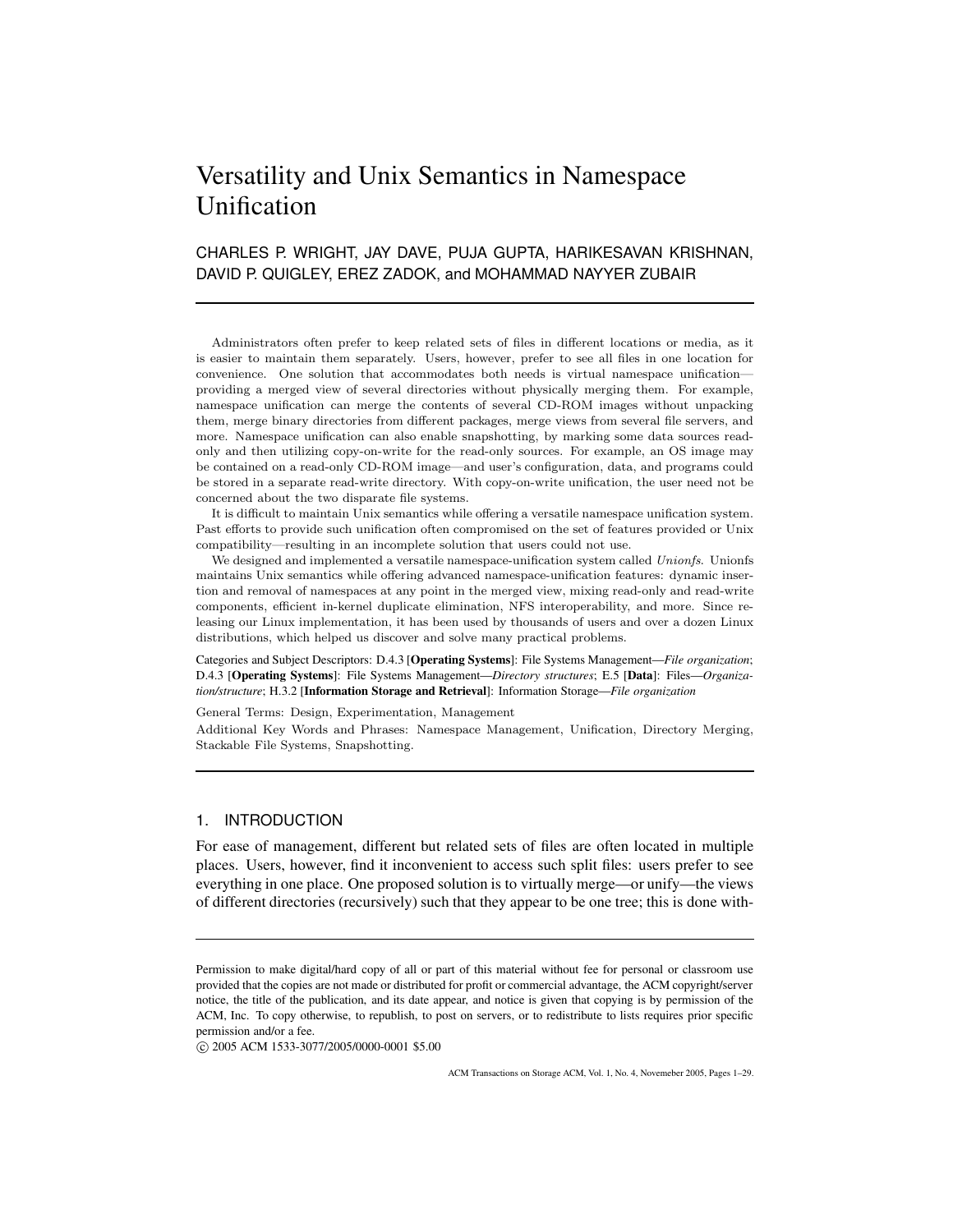# Versatility and Unix Semantics in Namespace Unification

CHARLES P. WRIGHT, JAY DAVE, PUJA GUPTA, HARIKESAVAN KRISHNAN, DAVID P. QUIGLEY, EREZ ZADOK, and MOHAMMAD NAYYER ZUBAIR

Administrators often prefer to keep related sets of files in different locations or media, as it is easier to maintain them separately. Users, however, prefer to see all files in one location for convenience. One solution that accommodates both needs is virtual namespace unification—providing a merged view of several directories without physically merging them. For example, namespace unification can merge the contents of several CD-ROM images without unpacking them, merge binary directories from different packages, merge views from several file servers, and more. Namespace unification can also enable snapshotting, by marking some data sources read-only and then utilizing copy-on-write for the read-only sources. For example, an OS image may be contained on a read-only CD-ROM image—and user's configuration, data, and programs could be stored in a separate read-write directory. With copy-on-write unification, the user need not be concerned about the two disparate file systems.

It is difficult to maintain Unix semantics while offering a versatile namespace unification system. Past efforts to provide such unification often compromised on the set of features provided or Unix compatibility—resulting in an incomplete solution that users could not use.

We designed and implemented a versatile namespace-unification system called *Unionfs*. Unionfs maintains Unix semantics while offering advanced namespace-unification features: dynamic insertion and removal of namespaces at any point in the merged view, mixing read-only and read-write components, efficient in-kernel duplicate elimination, NFS interoperability, and more. Since releasing our Linux implementation, it has been used by thousands of users and over a dozen Linux distributions, which helped us discover and solve many practical problems.

Categories and Subject Descriptors: D.4.3 [**Operating Systems**]: File Systems Management—*File organization*; D.4.3 [**Operating Systems**]: File Systems Management—*Directory structures*; E.5 [**Data**]: Files—*Organization/structure*; H.3.2 [**Information Storage and Retrieval**]: Information Storage—*File organization*

General Terms: Design, Experimentation, Management

Additional Key Words and Phrases: Namespace Management, Unification, Directory Merging, Stackable File Systems, Snapshotting.

## 1. INTRODUCTION

For ease of management, different but related sets of files are often located in multiple places. Users, however, find it inconvenient to access such split files: users prefer to see everything in one place. One proposed solution is to virtually merge—or unify—the views of different directories (recursively) such that they appear to be one tree; this is done with-

Permission to make digital/hard copy of all or part of this material without fee for personal or classroom use provided that the copies are not made or distributed for profit or commercial advantage, the ACM copyright/server notice, the title of the publication, and its date appear, and notice is given that copying is by permission of the ACM, Inc. To copy otherwise, to republish, to post on servers, or to redistribute to lists requires prior specific permission and/or a fee.

© 2005 ACM 1533-3077/2005/0000-0001 $5.00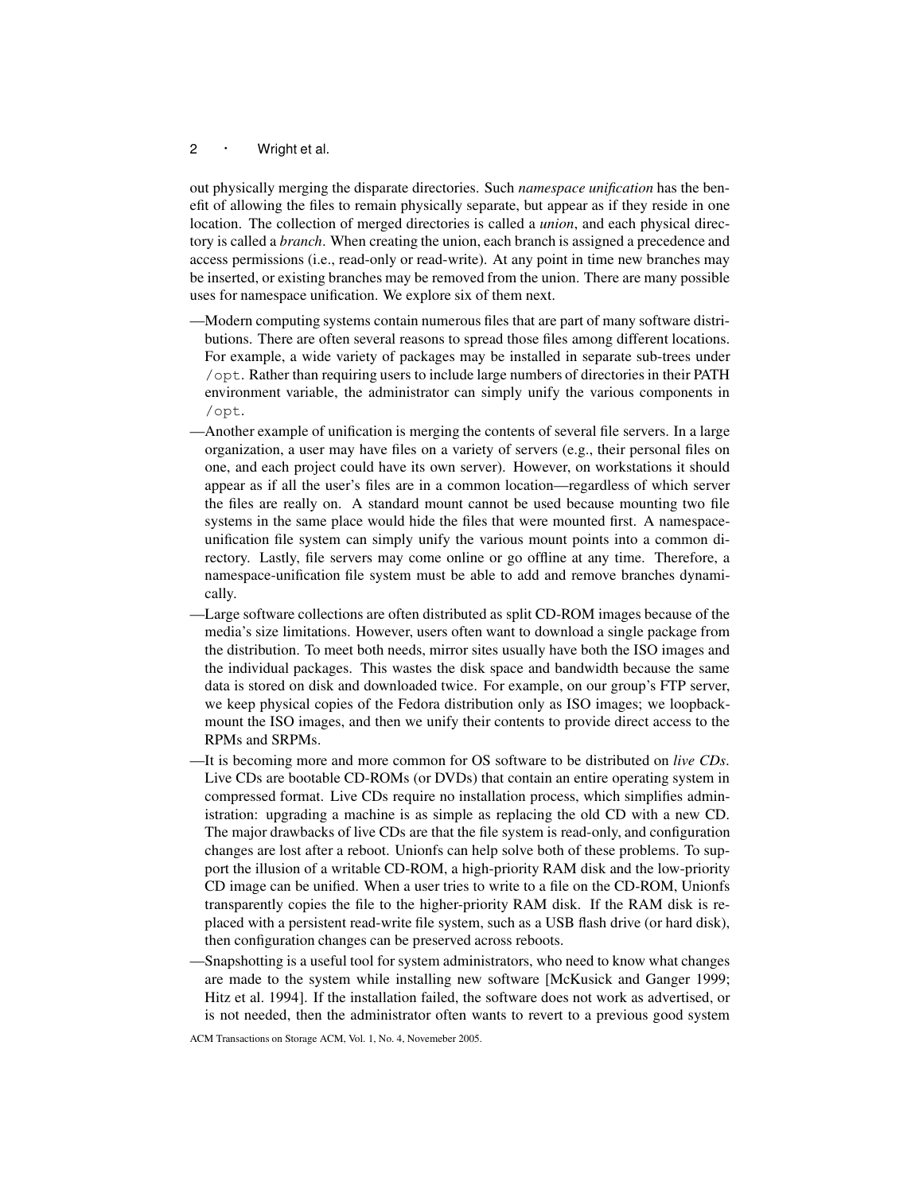out physically merging the disparate directories. Such *namespace unification* has the benefit of allowing the files to remain physically separate, but appear as if they reside in one location. The collection of merged directories is called a *union*, and each physical directory is called a *branch*. When creating the union, each branch is assigned a precedence and access permissions (i.e., read-only or read-write). At any point in time new branches may be inserted, or existing branches may be removed from the union. There are many possible uses for namespace unification. We explore six of them next.

—Modern computing systems contain numerous files that are part of many software distributions. There are often several reasons to spread those files among different locations. For example, a wide variety of packages may be installed in separate sub-trees under `/opt`. Rather than requiring users to include large numbers of directories in their PATH environment variable, the administrator can simply unify the various components in `/opt`.

—Another example of unification is merging the contents of several file servers. In a large organization, a user may have files on a variety of servers (e.g., their personal files on one, and each project could have its own server). However, on workstations it should appear as if all the user's files are in a common location—regardless of which server the files are really on. A standard mount cannot be used because mounting two file systems in the same place would hide the files that were mounted first. A namespace-unification file system can simply unify the various mount points into a common directory. Lastly, file servers may come online or go offline at any time. Therefore, a namespace-unification file system must be able to add and remove branches dynamically.

—Large software collections are often distributed as split CD-ROM images because of the media's size limitations. However, users often want to download a single package from the distribution. To meet both needs, mirror sites usually have both the ISO images and the individual packages. This wastes the disk space and bandwidth because the same data is stored on disk and downloaded twice. For example, on our group's FTP server, we keep physical copies of the Fedora distribution only as ISO images; we loopback-mount the ISO images, and then we unify their contents to provide direct access to the RPMs and SRPMs.

—It is becoming more and more common for OS software to be distributed on *live CDs*. Live CDs are bootable CD-ROMs (or DVDs) that contain an entire operating system in compressed format. Live CDs require no installation process, which simplifies administration: upgrading a machine is as simple as replacing the old CD with a new CD. The major drawbacks of live CDs are that the file system is read-only, and configuration changes are lost after a reboot. Unionfs can help solve both of these problems. To support the illusion of a writable CD-ROM, a high-priority RAM disk and the low-priority CD image can be unified. When a user tries to write to a file on the CD-ROM, Unionfs transparently copies the file to the higher-priority RAM disk. If the RAM disk is replaced with a persistent read-write file system, such as a USB flash drive (or hard disk), then configuration changes can be preserved across reboots.

—Snapshotting is a useful tool for system administrators, who need to know what changes are made to the system while installing new software [McKusick and Ganger 1999; Hitz et al. 1994]. If the installation failed, the software does not work as advertised, or is not needed, then the administrator often wants to revert to a previous good system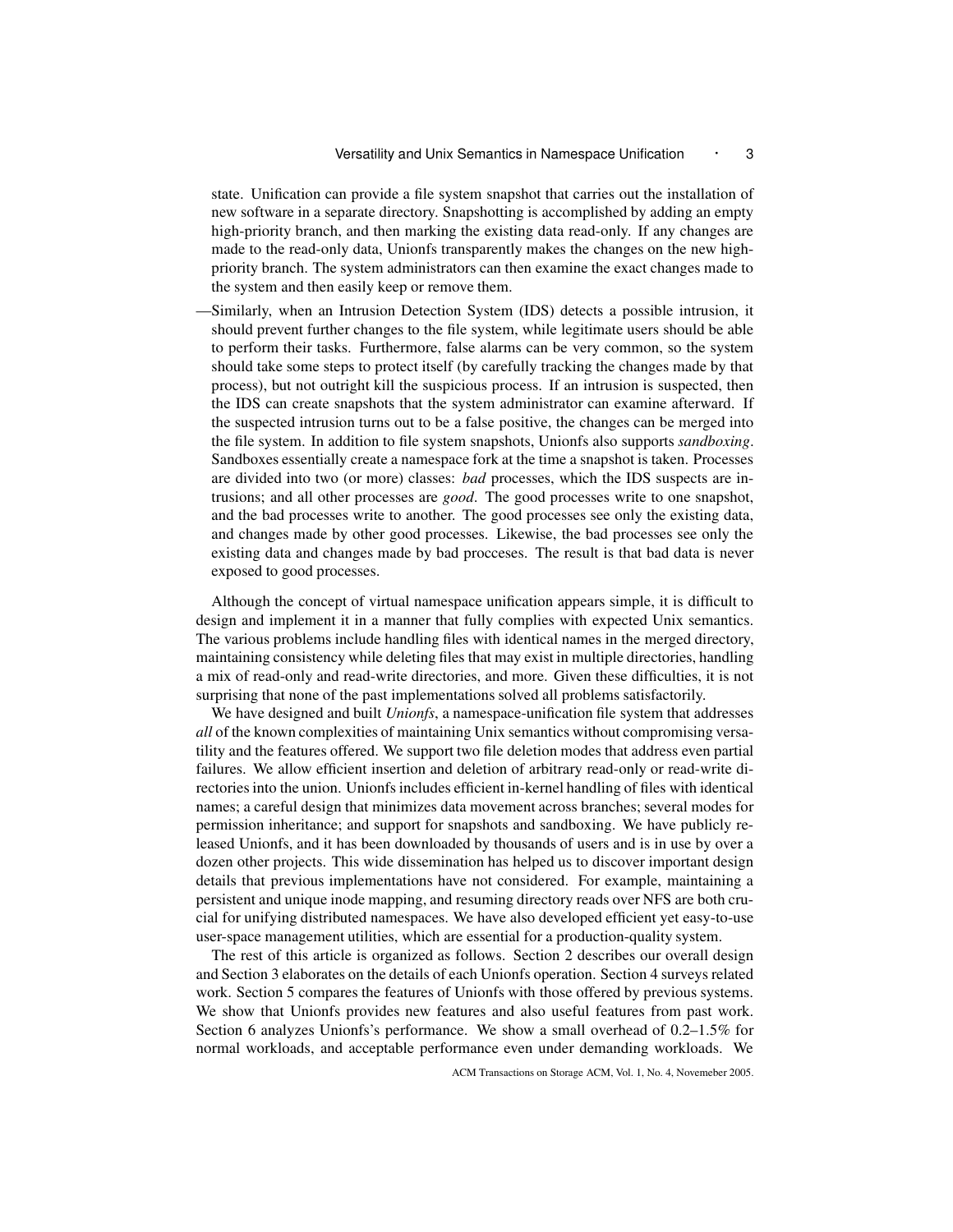state. Unification can provide a file system snapshot that carries out the installation of new software in a separate directory. Snapshotting is accomplished by adding an empty high-priority branch, and then marking the existing data read-only. If any changes are made to the read-only data, Unionfs transparently makes the changes on the new high-priority branch. The system administrators can then examine the exact changes made to the system and then easily keep or remove them.

—Similarly, when an Intrusion Detection System (IDS) detects a possible intrusion, it should prevent further changes to the file system, while legitimate users should be able to perform their tasks. Furthermore, false alarms can be very common, so the system should take some steps to protect itself (by carefully tracking the changes made by that process), but not outright kill the suspicious process. If an intrusion is suspected, then the IDS can create snapshots that the system administrator can examine afterward. If the suspected intrusion turns out to be a false positive, the changes can be merged into the file system. In addition to file system snapshots, Unionfs also supports *sandboxing*. Sandboxes essentially create a namespace fork at the time a snapshot is taken. Processes are divided into two (or more) classes: *bad* processes, which the IDS suspects are intrusions; and all other processes are *good*. The good processes write to one snapshot, and the bad processes write to another. The good processes see only the existing data, and changes made by other good processes. Likewise, the bad processes see only the existing data and changes made by bad procceses. The result is that bad data is never exposed to good processes.

Although the concept of virtual namespace unification appears simple, it is difficult to design and implement it in a manner that fully complies with expected Unix semantics. The various problems include handling files with identical names in the merged directory, maintaining consistency while deleting files that may exist in multiple directories, handling a mix of read-only and read-write directories, and more. Given these difficulties, it is not surprising that none of the past implementations solved all problems satisfactorily.

We have designed and built *Unionfs*, a namespace-unification file system that addresses *all* of the known complexities of maintaining Unix semantics without compromising versatility and the features offered. We support two file deletion modes that address even partial failures. We allow efficient insertion and deletion of arbitrary read-only or read-write directories into the union. Unionfs includes efficient in-kernel handling of files with identical names; a careful design that minimizes data movement across branches; several modes for permission inheritance; and support for snapshots and sandboxing. We have publicly released Unionfs, and it has been downloaded by thousands of users and is in use by over a dozen other projects. This wide dissemination has helped us to discover important design details that previous implementations have not considered. For example, maintaining a persistent and unique inode mapping, and resuming directory reads over NFS are both crucial for unifying distributed namespaces. We have also developed efficient yet easy-to-use user-space management utilities, which are essential for a production-quality system.

The rest of this article is organized as follows. Section 2 describes our overall design and Section 3 elaborates on the details of each Unionfs operation. Section 4 surveys related work. Section 5 compares the features of Unionfs with those offered by previous systems. We show that Unionfs provides new features and also useful features from past work. Section 6 analyzes Unionfs's performance. We show a small overhead of 0.2–1.5% for normal workloads, and acceptable performance even under demanding workloads. We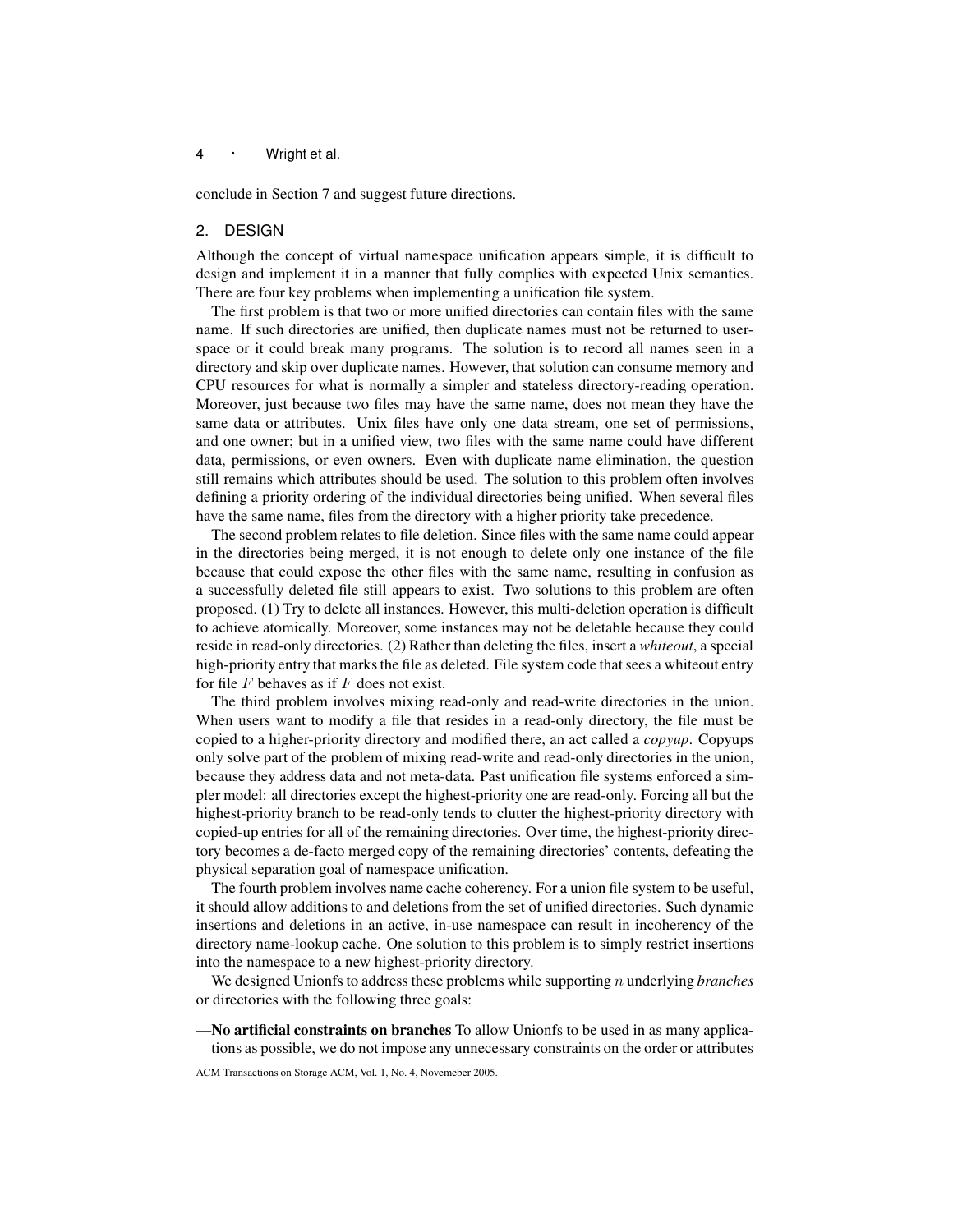conclude in Section 7 and suggest future directions.

## 2. DESIGN

Although the concept of virtual namespace unification appears simple, it is difficult to design and implement it in a manner that fully complies with expected Unix semantics. There are four key problems when implementing a unification file system.

The first problem is that two or more unified directories can contain files with the same name. If such directories are unified, then duplicate names must not be returned to user-space or it could break many programs. The solution is to record all names seen in a directory and skip over duplicate names. However, that solution can consume memory and CPU resources for what is normally a simpler and stateless directory-reading operation. Moreover, just because two files may have the same name, does not mean they have the same data or attributes. Unix files have only one data stream, one set of permissions, and one owner; but in a unified view, two files with the same name could have different data, permissions, or even owners. Even with duplicate name elimination, the question still remains which attributes should be used. The solution to this problem often involves defining a priority ordering of the individual directories being unified. When several files have the same name, files from the directory with a higher priority take precedence.

The second problem relates to file deletion. Since files with the same name could appear in the directories being merged, it is not enough to delete only one instance of the file because that could expose the other files with the same name, resulting in confusion as a successfully deleted file still appears to exist. Two solutions to this problem are often proposed. (1) Try to delete all instances. However, this multi-deletion operation is difficult to achieve atomically. Moreover, some instances may not be deletable because they could reside in read-only directories. (2) Rather than deleting the files, insert a *whiteout*, a special high-priority entry that marks the file as deleted. File system code that sees a whiteout entry for file $F$ behaves as if $F$ does not exist.

The third problem involves mixing read-only and read-write directories in the union. When users want to modify a file that resides in a read-only directory, the file must be copied to a higher-priority directory and modified there, an act called a *copyup*. Copyups only solve part of the problem of mixing read-write and read-only directories in the union, because they address data and not meta-data. Past unification file systems enforced a simpler model: all directories except the highest-priority one are read-only. Forcing all but the highest-priority branch to be read-only tends to clutter the highest-priority directory with copied-up entries for all of the remaining directories. Over time, the highest-priority directory becomes a de-facto merged copy of the remaining directories' contents, defeating the physical separation goal of namespace unification.

The fourth problem involves name cache coherency. For a union file system to be useful, it should allow additions to and deletions from the set of unified directories. Such dynamic insertions and deletions in an active, in-use namespace can result in incoherency of the directory name-lookup cache. One solution to this problem is to simply restrict insertions into the namespace to a new highest-priority directory.

We designed Unionfs to address these problems while supporting $n$ underlying *branches* or directories with the following three goals:

—**No artificial constraints on branches** To allow Unionfs to be used in as many applications as possible, we do not impose any unnecessary constraints on the order or attributes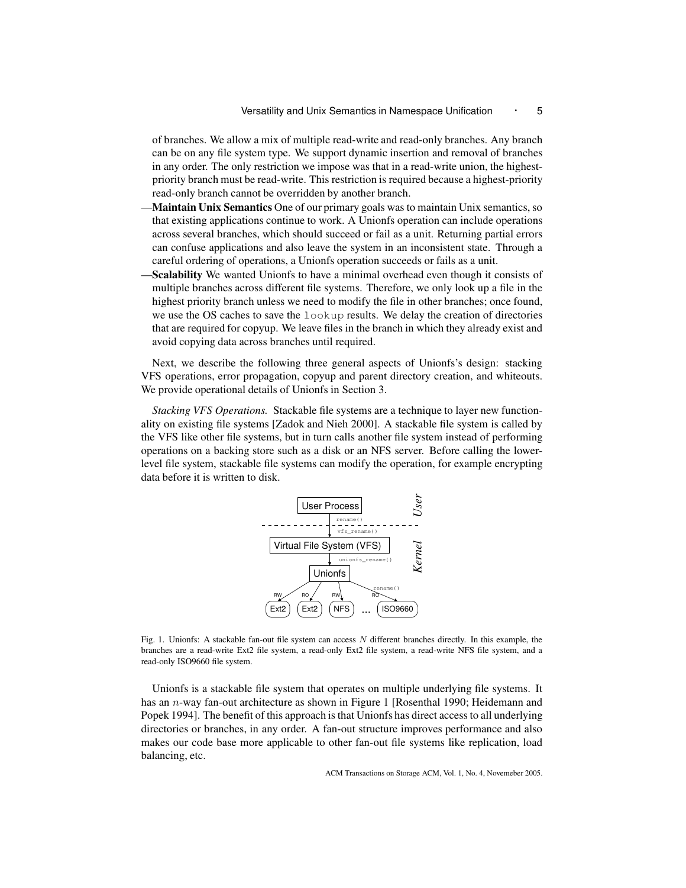of branches. We allow a mix of multiple read-write and read-only branches. Any branch can be on any file system type. We support dynamic insertion and removal of branches in any order. The only restriction we impose was that in a read-write union, the highest-priority branch must be read-write. This restriction is required because a highest-priority read-only branch cannot be overridden by another branch.

—**Maintain Unix Semantics** One of our primary goals was to maintain Unix semantics, so that existing applications continue to work. A Unionfs operation can include operations across several branches, which should succeed or fail as a unit. Returning partial errors can confuse applications and also leave the system in an inconsistent state. Through a careful ordering of operations, a Unionfs operation succeeds or fails as a unit.

—**Scalability** We wanted Unionfs to have a minimal overhead even though it consists of multiple branches across different file systems. Therefore, we only look up a file in the highest priority branch unless we need to modify the file in other branches; once found, we use the OS caches to save the `lookup` results. We delay the creation of directories that are required for copyup. We leave files in the branch in which they already exist and avoid copying data across branches until required.

Next, we describe the following three general aspects of Unionfs's design: stacking VFS operations, error propagation, copyup and parent directory creation, and whiteouts. We provide operational details of Unionfs in Section 3.

*Stacking VFS Operations.* Stackable file systems are a technique to layer new functionality on existing file systems [Zadok and Nieh 2000]. A stackable file system is called by the VFS like other file systems, but in turn calls another file system instead of performing operations on a backing store such as a disk or an NFS server. Before calling the lower-level file system, stackable file systems can modify the operation, for example encrypting data before it is written to disk.

Fig. 1. Unionfs: A stackable fan-out file system can access $N$ different branches directly. In this example, the branches are a read-write Ext2 file system, a read-only Ext2 file system, a read-write NFS file system, and a read-only ISO9660 file system.

Unionfs is a stackable file system that operates on multiple underlying file systems. It has an $n$-way fan-out architecture as shown in Figure 1 [Rosenthal 1990; Heidemann and Popek 1994]. The benefit of this approach is that Unionfs has direct access to all underlying directories or branches, in any order. A fan-out structure improves performance and also makes our code base more applicable to other fan-out file systems like replication, load balancing, etc.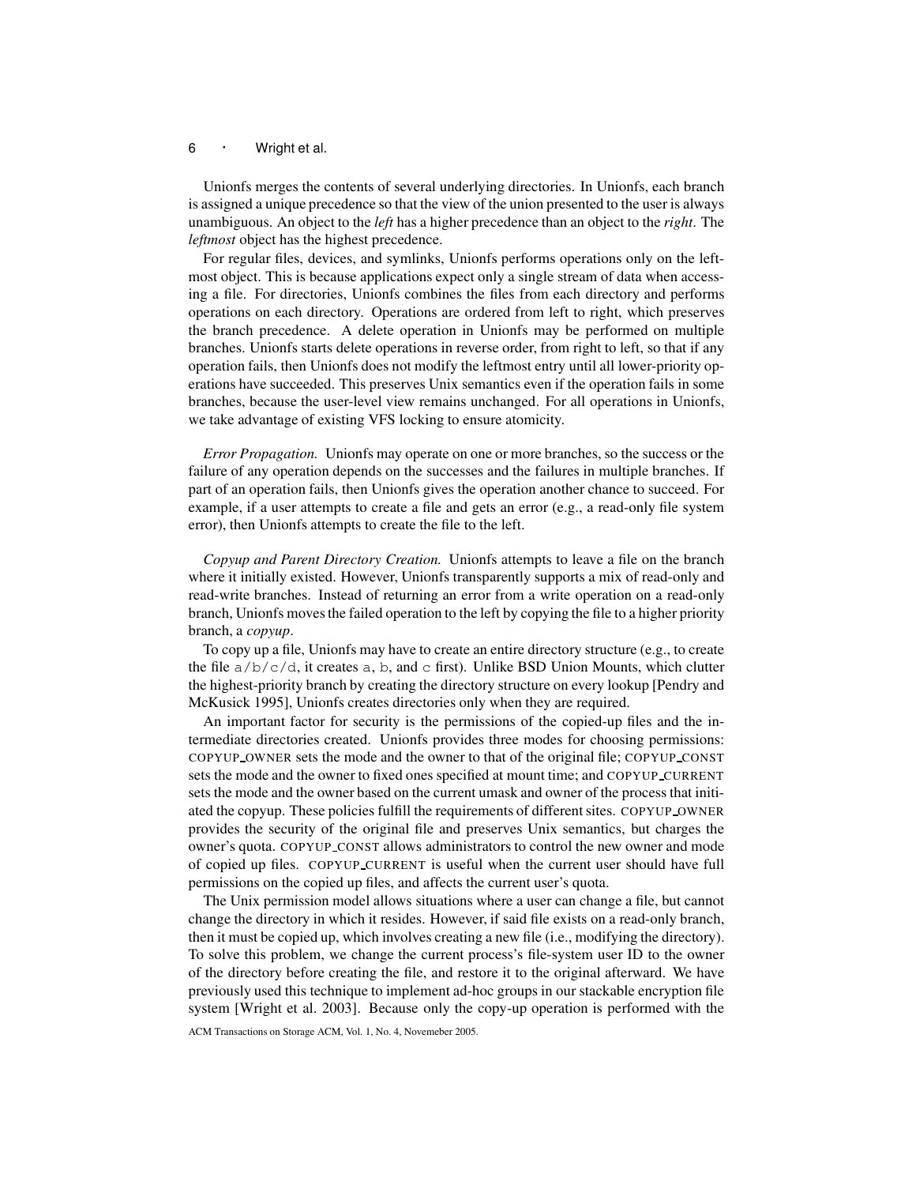Unionfs merges the contents of several underlying directories. In Unionfs, each branch is assigned a unique precedence so that the view of the union presented to the user is always unambiguous. An object to the *left* has a higher precedence than an object to the *right*. The *leftmost* object has the highest precedence.

For regular files, devices, and symlinks, Unionfs performs operations only on the leftmost object. This is because applications expect only a single stream of data when accessing a file. For directories, Unionfs combines the files from each directory and performs operations on each directory. Operations are ordered from left to right, which preserves the branch precedence. A delete operation in Unionfs may be performed on multiple branches. Unionfs starts delete operations in reverse order, from right to left, so that if any operation fails, then Unionfs does not modify the leftmost entry until all lower-priority operations have succeeded. This preserves Unix semantics even if the operation fails in some branches, because the user-level view remains unchanged. For all operations in Unionfs, we take advantage of existing VFS locking to ensure atomicity.

*Error Propagation.* Unionfs may operate on one or more branches, so the success or the failure of any operation depends on the successes and the failures in multiple branches. If part of an operation fails, then Unionfs gives the operation another chance to succeed. For example, if a user attempts to create a file and gets an error (e.g., a read-only file system error), then Unionfs attempts to create the file to the left.

*Copyup and Parent Directory Creation.* Unionfs attempts to leave a file on the branch where it initially existed. However, Unionfs transparently supports a mix of read-only and read-write branches. Instead of returning an error from a write operation on a read-only branch, Unionfs moves the failed operation to the left by copying the file to a higher priority branch, a *copyup*.

To copy up a file, Unionfs may have to create an entire directory structure (e.g., to create the file `a/b/c/d`, it creates `a`, `b`, and `c` first). Unlike BSD Union Mounts, which clutter the highest-priority branch by creating the directory structure on every lookup [Pendry and McKusick 1995], Unionfs creates directories only when they are required.

An important factor for security is the permissions of the copied-up files and the intermediate directories created. Unionfs provides three modes for choosing permissions: COPYUP_OWNER sets the mode and the owner to that of the original file; COPYUP_CONST sets the mode and the owner to fixed ones specified at mount time; and COPYUP_CURRENT sets the mode and the owner based on the current umask and owner of the process that initiated the copyup. These policies fulfill the requirements of different sites. COPYUP_OWNER provides the security of the original file and preserves Unix semantics, but charges the owner's quota. COPYUP_CONST allows administrators to control the new owner and mode of copied up files. COPYUP_CURRENT is useful when the current user should have full permissions on the copied up files, and affects the current user's quota.

The Unix permission model allows situations where a user can change a file, but cannot change the directory in which it resides. However, if said file exists on a read-only branch, then it must be copied up, which involves creating a new file (i.e., modifying the directory). To solve this problem, we change the current process's file-system user ID to the owner of the directory before creating the file, and restore it to the original afterward. We have previously used this technique to implement ad-hoc groups in our stackable encryption file system [Wright et al. 2003]. Because only the copy-up operation is performed with the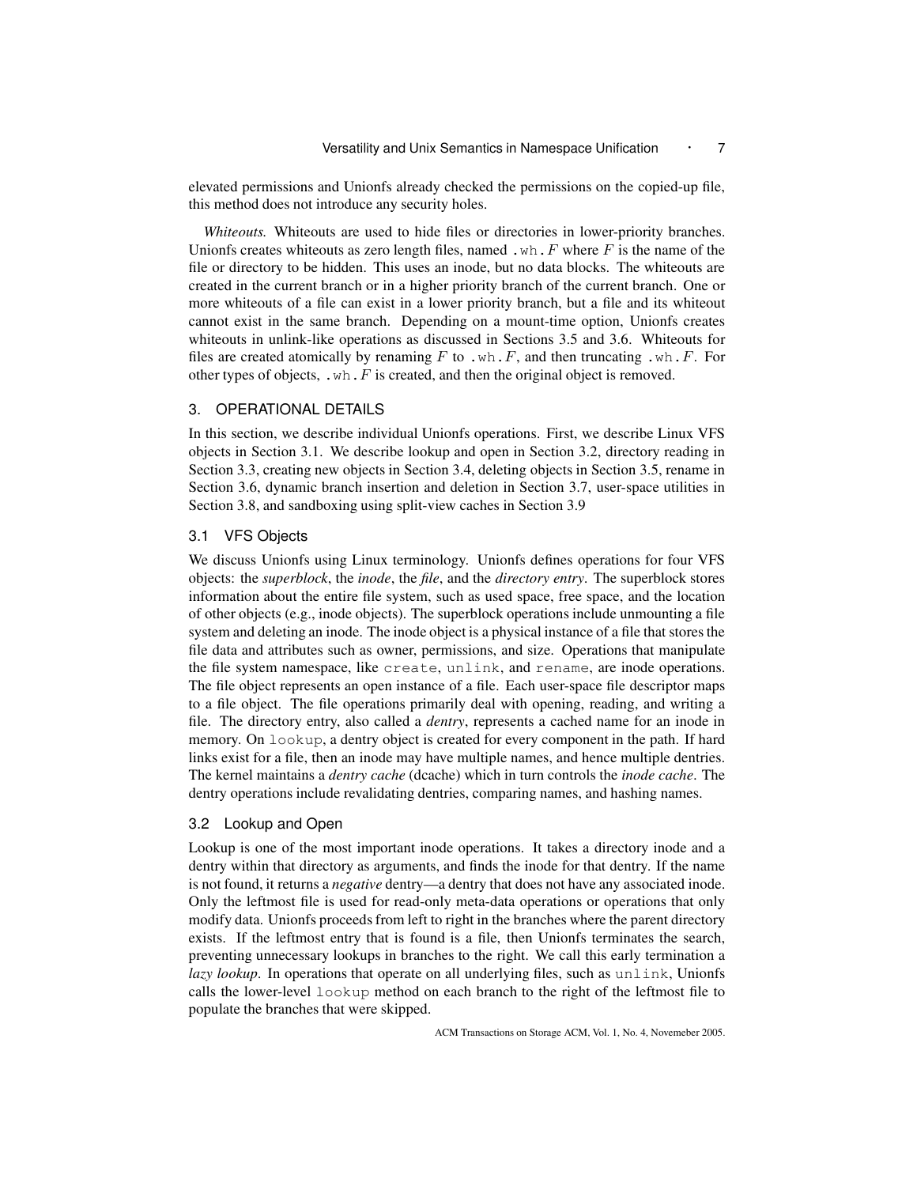elevated permissions and Unionfs already checked the permissions on the copied-up file, this method does not introduce any security holes.

*Whiteouts.* Whiteouts are used to hide files or directories in lower-priority branches. Unionfs creates whiteouts as zero length files, named `.wh.`$F$ where $F$ is the name of the file or directory to be hidden. This uses an inode, but no data blocks. The whiteouts are created in the current branch or in a higher priority branch of the current branch. One or more whiteouts of a file can exist in a lower priority branch, but a file and its whiteout cannot exist in the same branch. Depending on a mount-time option, Unionfs creates whiteouts in unlink-like operations as discussed in Sections 3.5 and 3.6. Whiteouts for files are created atomically by renaming $F$ to `.wh.`$F$, and then truncating `.wh.`$F$. For other types of objects, `.wh.`$F$ is created, and then the original object is removed.

## 3. OPERATIONAL DETAILS

In this section, we describe individual Unionfs operations. First, we describe Linux VFS objects in Section 3.1. We describe lookup and open in Section 3.2, directory reading in Section 3.3, creating new objects in Section 3.4, deleting objects in Section 3.5, rename in Section 3.6, dynamic branch insertion and deletion in Section 3.7, user-space utilities in Section 3.8, and sandboxing using split-view caches in Section 3.9

### 3.1 VFS Objects

We discuss Unionfs using Linux terminology. Unionfs defines operations for four VFS objects: the *superblock*, the *inode*, the *file*, and the *directory entry*. The superblock stores information about the entire file system, such as used space, free space, and the location of other objects (e.g., inode objects). The superblock operations include unmounting a file system and deleting an inode. The inode object is a physical instance of a file that stores the file data and attributes such as owner, permissions, and size. Operations that manipulate the file system namespace, like `create`, `unlink`, and `rename`, are inode operations. The file object represents an open instance of a file. Each user-space file descriptor maps to a file object. The file operations primarily deal with opening, reading, and writing a file. The directory entry, also called a *dentry*, represents a cached name for an inode in memory. On `lookup`, a dentry object is created for every component in the path. If hard links exist for a file, then an inode may have multiple names, and hence multiple dentries. The kernel maintains a *dentry cache* (dcache) which in turn controls the *inode cache*. The dentry operations include revalidating dentries, comparing names, and hashing names.

### 3.2 Lookup and Open

Lookup is one of the most important inode operations. It takes a directory inode and a dentry within that directory as arguments, and finds the inode for that dentry. If the name is not found, it returns a *negative* dentry—a dentry that does not have any associated inode. Only the leftmost file is used for read-only meta-data operations or operations that only modify data. Unionfs proceeds from left to right in the branches where the parent directory exists. If the leftmost entry that is found is a file, then Unionfs terminates the search, preventing unnecessary lookups in branches to the right. We call this early termination a *lazy lookup*. In operations that operate on all underlying files, such as `unlink`, Unionfs calls the lower-level `lookup` method on each branch to the right of the leftmost file to populate the branches that were skipped.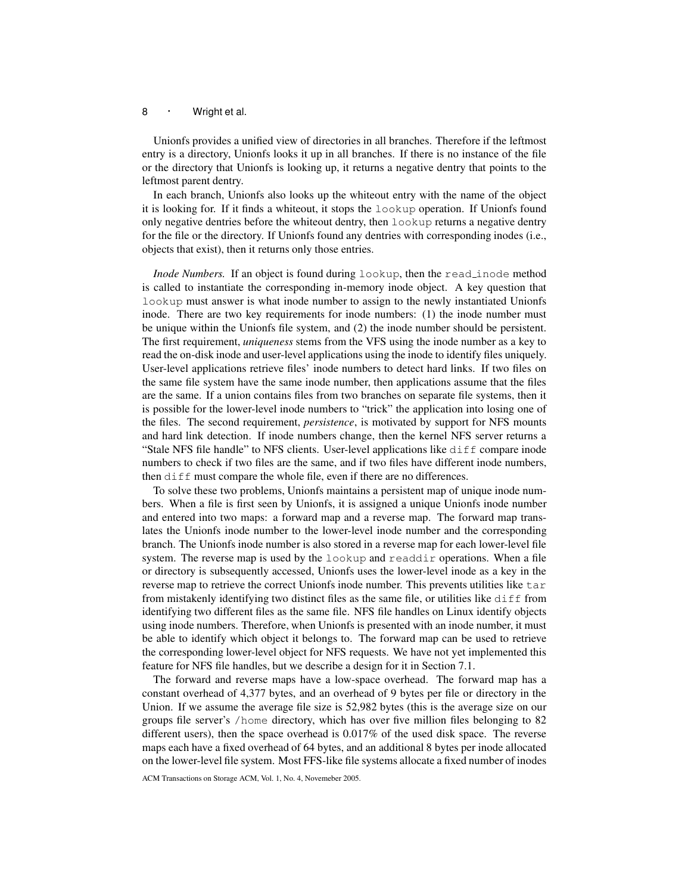Unionfs provides a unified view of directories in all branches. Therefore if the leftmost entry is a directory, Unionfs looks it up in all branches. If there is no instance of the file or the directory that Unionfs is looking up, it returns a negative dentry that points to the leftmost parent dentry.

In each branch, Unionfs also looks up the whiteout entry with the name of the object it is looking for. If it finds a whiteout, it stops the `lookup` operation. If Unionfs found only negative dentries before the whiteout dentry, then `lookup` returns a negative dentry for the file or the directory. If Unionfs found any dentries with corresponding inodes (i.e., objects that exist), then it returns only those entries.

*Inode Numbers.* If an object is found during `lookup`, then the `read_inode` method is called to instantiate the corresponding in-memory inode object. A key question that `lookup` must answer is what inode number to assign to the newly instantiated Unionfs inode. There are two key requirements for inode numbers: (1) the inode number must be unique within the Unionfs file system, and (2) the inode number should be persistent. The first requirement, ***uniqueness*** stems from the VFS using the inode number as a key to read the on-disk inode and user-level applications using the inode to identify files uniquely. User-level applications retrieve files' inode numbers to detect hard links. If two files on the same file system have the same inode number, then applications assume that the files are the same. If a union contains files from two branches on separate file systems, then it is possible for the lower-level inode numbers to "trick" the application into losing one of the files. The second requirement, ***persistence***, is motivated by support for NFS mounts and hard link detection. If inode numbers change, then the kernel NFS server returns a "Stale NFS file handle" to NFS clients. User-level applications like `diff` compare inode numbers to check if two files are the same, and if two files have different inode numbers, then `diff` must compare the whole file, even if there are no differences.

To solve these two problems, Unionfs maintains a persistent map of unique inode numbers. When a file is first seen by Unionfs, it is assigned a unique Unionfs inode number and entered into two maps: a forward map and a reverse map. The forward map translates the Unionfs inode number to the lower-level inode number and the corresponding branch. The Unionfs inode number is also stored in a reverse map for each lower-level file system. The reverse map is used by the `lookup` and `readdir` operations. When a file or directory is subsequently accessed, Unionfs uses the lower-level inode as a key in the reverse map to retrieve the correct Unionfs inode number. This prevents utilities like `tar` from mistakenly identifying two distinct files as the same file, or utilities like `diff` from identifying two different files as the same file. NFS file handles on Linux identify objects using inode numbers. Therefore, when Unionfs is presented with an inode number, it must be able to identify which object it belongs to. The forward map can be used to retrieve the corresponding lower-level object for NFS requests. We have not yet implemented this feature for NFS file handles, but we describe a design for it in Section 7.1.

The forward and reverse maps have a low-space overhead. The forward map has a constant overhead of 4,377 bytes, and an overhead of 9 bytes per file or directory in the Union. If we assume the average file size is 52,982 bytes (this is the average size on our groups file server's `/home` directory, which has over five million files belonging to 82 different users), then the space overhead is 0.017% of the used disk space. The reverse maps each have a fixed overhead of 64 bytes, and an additional 8 bytes per inode allocated on the lower-level file system. Most FFS-like file systems allocate a fixed number of inodes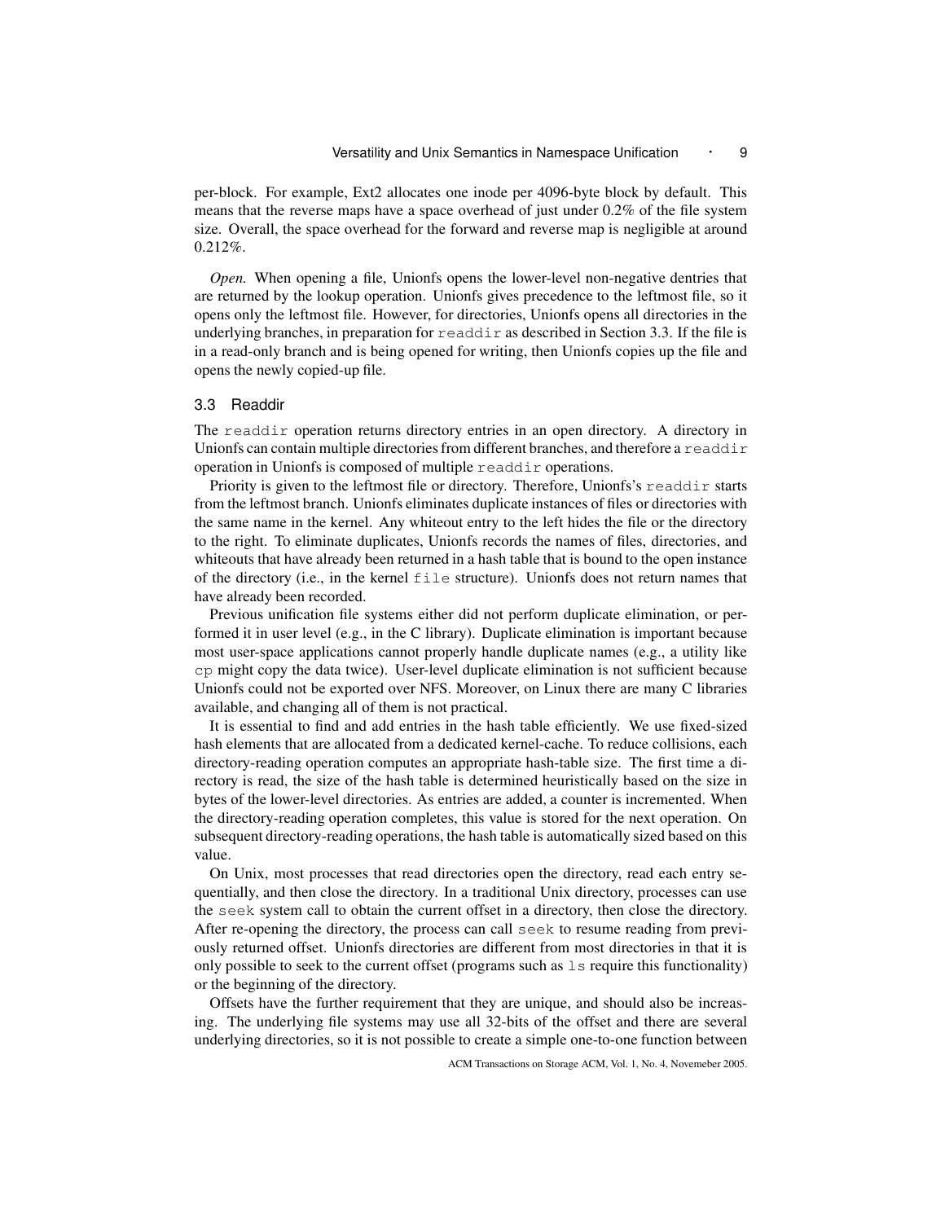per-block. For example, Ext2 allocates one inode per 4096-byte block by default. This means that the reverse maps have a space overhead of just under 0.2% of the file system size. Overall, the space overhead for the forward and reverse map is negligible at around 0.212%.

*Open.* When opening a file, Unionfs opens the lower-level non-negative dentries that are returned by the lookup operation. Unionfs gives precedence to the leftmost file, so it opens only the leftmost file. However, for directories, Unionfs opens all directories in the underlying branches, in preparation for `readdir` as described in Section 3.3. If the file is in a read-only branch and is being opened for writing, then Unionfs copies up the file and opens the newly copied-up file.

### 3.3 Readdir

The `readdir` operation returns directory entries in an open directory. A directory in Unionfs can contain multiple directories from different branches, and therefore a `readdir` operation in Unionfs is composed of multiple `readdir` operations.

Priority is given to the leftmost file or directory. Therefore, Unionfs's `readdir` starts from the leftmost branch. Unionfs eliminates duplicate instances of files or directories with the same name in the kernel. Any whiteout entry to the left hides the file or the directory to the right. To eliminate duplicates, Unionfs records the names of files, directories, and whiteouts that have already been returned in a hash table that is bound to the open instance of the directory (i.e., in the kernel `file` structure). Unionfs does not return names that have already been recorded.

Previous unification file systems either did not perform duplicate elimination, or performed it in user level (e.g., in the C library). Duplicate elimination is important because most user-space applications cannot properly handle duplicate names (e.g., a utility like `cp` might copy the data twice). User-level duplicate elimination is not sufficient because Unionfs could not be exported over NFS. Moreover, on Linux there are many C libraries available, and changing all of them is not practical.

It is essential to find and add entries in the hash table efficiently. We use fixed-sized hash elements that are allocated from a dedicated kernel-cache. To reduce collisions, each directory-reading operation computes an appropriate hash-table size. The first time a directory is read, the size of the hash table is determined heuristically based on the size in bytes of the lower-level directories. As entries are added, a counter is incremented. When the directory-reading operation completes, this value is stored for the next operation. On subsequent directory-reading operations, the hash table is automatically sized based on this value.

On Unix, most processes that read directories open the directory, read each entry sequentially, and then close the directory. In a traditional Unix directory, processes can use the `seek` system call to obtain the current offset in a directory, then close the directory. After re-opening the directory, the process can call `seek` to resume reading from previously returned offset. Unionfs directories are different from most directories in that it is only possible to seek to the current offset (programs such as `ls` require this functionality) or the beginning of the directory.

Offsets have the further requirement that they are unique, and should also be increasing. The underlying file systems may use all 32-bits of the offset and there are several underlying directories, so it is not possible to create a simple one-to-one function between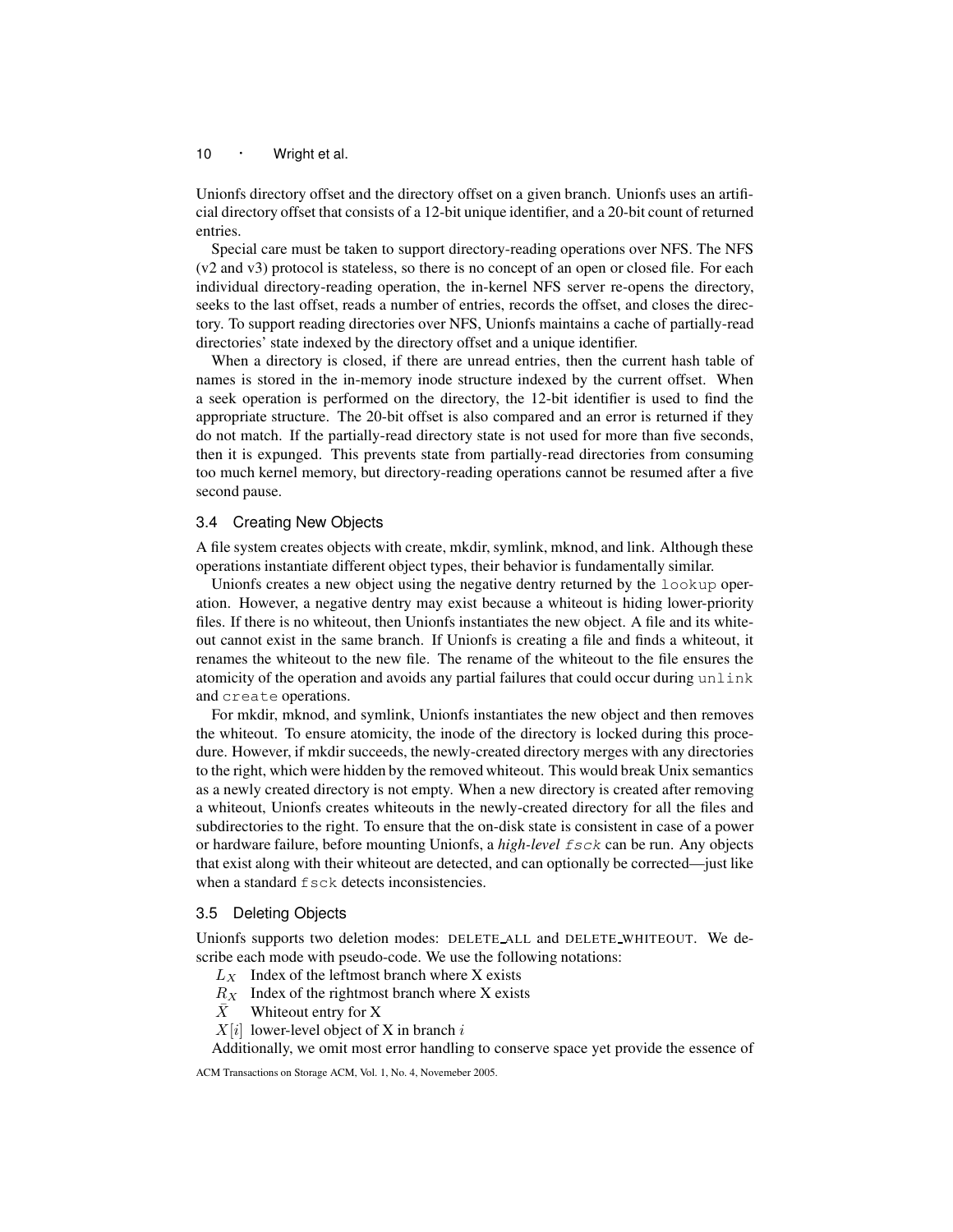Unionfs directory offset and the directory offset on a given branch. Unionfs uses an artificial directory offset that consists of a 12-bit unique identifier, and a 20-bit count of returned entries.

Special care must be taken to support directory-reading operations over NFS. The NFS (v2 and v3) protocol is stateless, so there is no concept of an open or closed file. For each individual directory-reading operation, the in-kernel NFS server re-opens the directory, seeks to the last offset, reads a number of entries, records the offset, and closes the directory. To support reading directories over NFS, Unionfs maintains a cache of partially-read directories' state indexed by the directory offset and a unique identifier.

When a directory is closed, if there are unread entries, then the current hash table of names is stored in the in-memory inode structure indexed by the current offset. When a seek operation is performed on the directory, the 12-bit identifier is used to find the appropriate structure. The 20-bit offset is also compared and an error is returned if they do not match. If the partially-read directory state is not used for more than five seconds, then it is expunged. This prevents state from partially-read directories from consuming too much kernel memory, but directory-reading operations cannot be resumed after a five second pause.

## 3.4 Creating New Objects

A file system creates objects with create, mkdir, symlink, mknod, and link. Although these operations instantiate different object types, their behavior is fundamentally similar.

Unionfs creates a new object using the negative dentry returned by the `lookup` operation. However, a negative dentry may exist because a whiteout is hiding lower-priority files. If there is no whiteout, then Unionfs instantiates the new object. A file and its whiteout cannot exist in the same branch. If Unionfs is creating a file and finds a whiteout, it renames the whiteout to the new file. The rename of the whiteout to the file ensures the atomicity of the operation and avoids any partial failures that could occur during `unlink` and `create` operations.

For mkdir, mknod, and symlink, Unionfs instantiates the new object and then removes the whiteout. To ensure atomicity, the inode of the directory is locked during this procedure. However, if mkdir succeeds, the newly-created directory merges with any directories to the right, which were hidden by the removed whiteout. This would break Unix semantics as a newly created directory is not empty. When a new directory is created after removing a whiteout, Unionfs creates whiteouts in the newly-created directory for all the files and subdirectories to the right. To ensure that the on-disk state is consistent in case of a power or hardware failure, before mounting Unionfs, a ***high-level*** *`fsck`* can be run. Any objects that exist along with their whiteout are detected, and can optionally be corrected—just like when a standard `fsck` detects inconsistencies.

## 3.5 Deleting Objects

Unionfs supports two deletion modes: DELETE_ALL and DELETE_WHITEOUT. We describe each mode with pseudo-code. We use the following notations:

$L_X$ Index of the leftmost branch where X exists

$R_X$ Index of the rightmost branch where X exists

$\bar{X}$ Whiteout entry for X

$X[i]$ lower-level object of X in branch $i$

Additionally, we omit most error handling to conserve space yet provide the essence of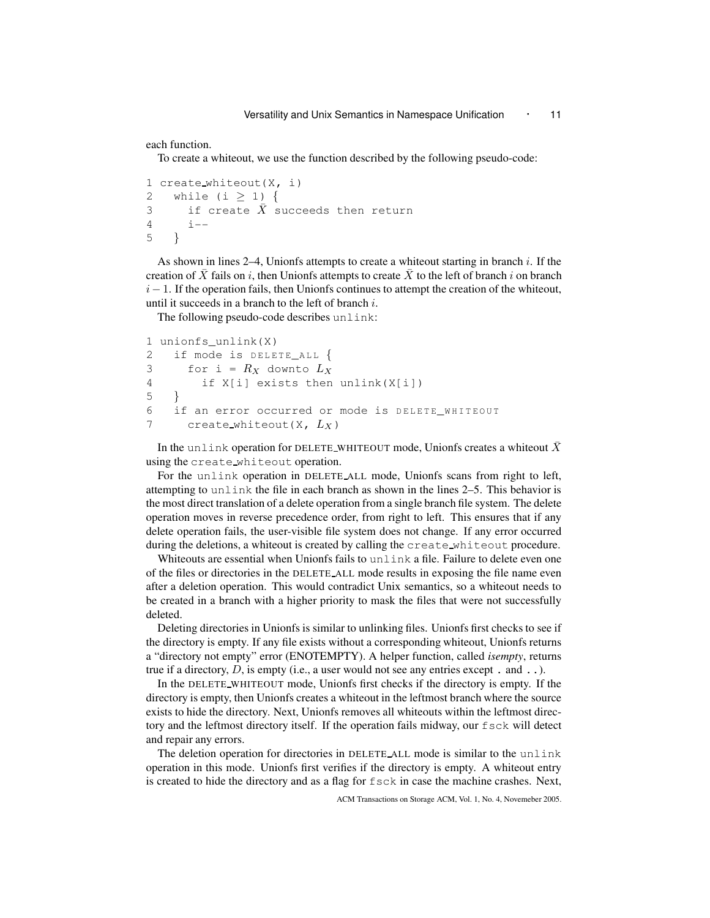each function.

To create a whiteout, we use the function described by the following pseudo-code:

```
1 create_whiteout(X, i)
2   while (i ≥ 1) {
3     if create X̄ succeeds then return
4     i--
5   }
```

As shown in lines 2–4, Unionfs attempts to create a whiteout starting in branch $i$. If the creation of $\bar{X}$ fails on $i$, then Unionfs attempts to create $\bar{X}$ to the left of branch $i$ on branch $i-1$. If the operation fails, then Unionfs continues to attempt the creation of the whiteout, until it succeeds in a branch to the left of branch $i$.

The following pseudo-code describes `unlink`:

```
1 unionfs_unlink(X)
2   if mode is DELETE_ALL {
3     for i = R_X downto L_X
4       if X[i] exists then unlink(X[i])
5   }
6   if an error occurred or mode is DELETE_WHITEOUT
7     create_whiteout(X, L_X)
```

In the `unlink` operation for DELETE_WHITEOUT mode, Unionfs creates a whiteout $\bar{X}$ using the `create_whiteout` operation.

For the `unlink` operation in DELETE_ALL mode, Unionfs scans from right to left, attempting to `unlink` the file in each branch as shown in the lines 2–5. This behavior is the most direct translation of a delete operation from a single branch file system. The delete operation moves in reverse precedence order, from right to left. This ensures that if any delete operation fails, the user-visible file system does not change. If any error occurred during the deletions, a whiteout is created by calling the `create_whiteout` procedure.

Whiteouts are essential when Unionfs fails to `unlink` a file. Failure to delete even one of the files or directories in the DELETE_ALL mode results in exposing the file name even after a deletion operation. This would contradict Unix semantics, so a whiteout needs to be created in a branch with a higher priority to mask the files that were not successfully deleted.

Deleting directories in Unionfs is similar to unlinking files. Unionfs first checks to see if the directory is empty. If any file exists without a corresponding whiteout, Unionfs returns a "directory not empty" error (ENOTEMPTY). A helper function, called *isempty*, returns true if a directory, $D$, is empty (i.e., a user would not see any entries except `.` and `..`).

In the DELETE_WHITEOUT mode, Unionfs first checks if the directory is empty. If the directory is empty, then Unionfs creates a whiteout in the leftmost branch where the source exists to hide the directory. Next, Unionfs removes all whiteouts within the leftmost directory and the leftmost directory itself. If the operation fails midway, our `fsck` will detect and repair any errors.

The deletion operation for directories in DELETE_ALL mode is similar to the `unlink` operation in this mode. Unionfs first verifies if the directory is empty. A whiteout entry is created to hide the directory and as a flag for `fsck` in case the machine crashes. Next,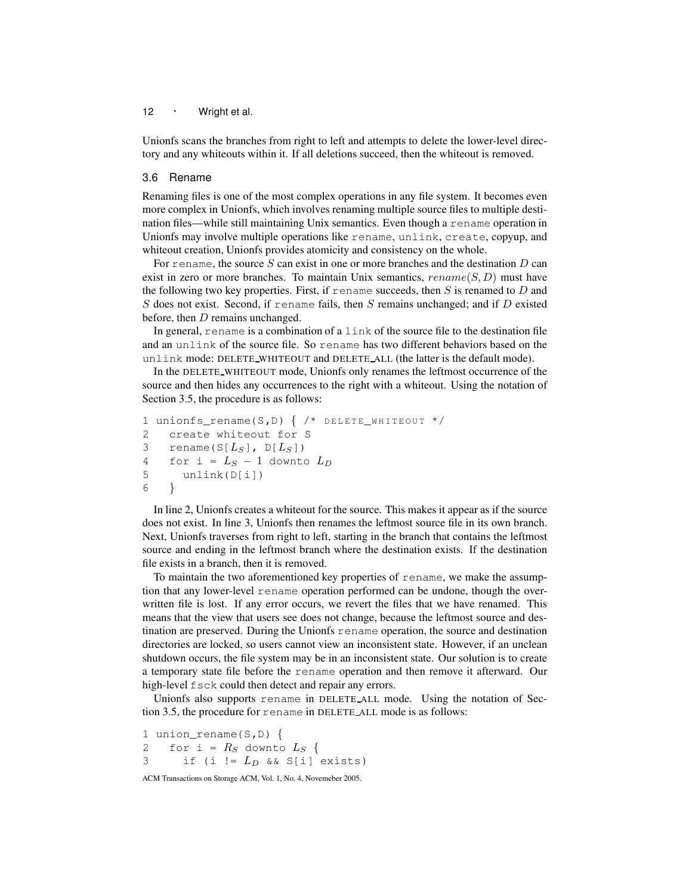Unionfs scans the branches from right to left and attempts to delete the lower-level directory and any whiteouts within it. If all deletions succeed, then the whiteout is removed.

### 3.6 Rename

Renaming files is one of the most complex operations in any file system. It becomes even more complex in Unionfs, which involves renaming multiple source files to multiple destination files—while still maintaining Unix semantics. Even though a `rename` operation in Unionfs may involve multiple operations like `rename`, `unlink`, `create`, copyup, and whiteout creation, Unionfs provides atomicity and consistency on the whole.

For `rename`, the source $S$ can exist in one or more branches and the destination $D$ can exist in zero or more branches. To maintain Unix semantics, $rename(S, D)$ must have the following two key properties. First, if `rename` succeeds, then $S$ is renamed to $D$ and $S$ does not exist. Second, if `rename` fails, then $S$ remains unchanged; and if $D$ existed before, then $D$ remains unchanged.

In general, `rename` is a combination of a `link` of the source file to the destination file and an `unlink` of the source file. So `rename` has two different behaviors based on the `unlink` mode: DELETE_WHITEOUT and DELETE_ALL (the latter is the default mode).

In the DELETE_WHITEOUT mode, Unionfs only renames the leftmost occurrence of the source and then hides any occurrences to the right with a whiteout. Using the notation of Section 3.5, the procedure is as follows:

```
1 unionfs_rename(S,D) { /* DELETE_WHITEOUT */
2   create whiteout for S
3   rename(S[L_S], D[L_S])
4   for i = L_S − 1 downto L_D
5     unlink(D[i])
6   }
```

In line 2, Unionfs creates a whiteout for the source. This makes it appear as if the source does not exist. In line 3, Unionfs then renames the leftmost source file in its own branch. Next, Unionfs traverses from right to left, starting in the branch that contains the leftmost source and ending in the leftmost branch where the destination exists. If the destination file exists in a branch, then it is removed.

To maintain the two aforementioned key properties of `rename`, we make the assumption that any lower-level `rename` operation performed can be undone, though the overwritten file is lost. If any error occurs, we revert the files that we have renamed. This means that the view that users see does not change, because the leftmost source and destination are preserved. During the Unionfs `rename` operation, the source and destination directories are locked, so users cannot view an inconsistent state. However, if an unclean shutdown occurs, the file system may be in an inconsistent state. Our solution is to create a temporary state file before the `rename` operation and then remove it afterward. Our high-level `fsck` could then detect and repair any errors.

Unionfs also supports `rename` in DELETE_ALL mode. Using the notation of Section 3.5, the procedure for `rename` in DELETE_ALL mode is as follows:

```
1 union_rename(S,D) {
2   for i = R_S downto L_S {
3     if (i != L_D && S[i] exists)
```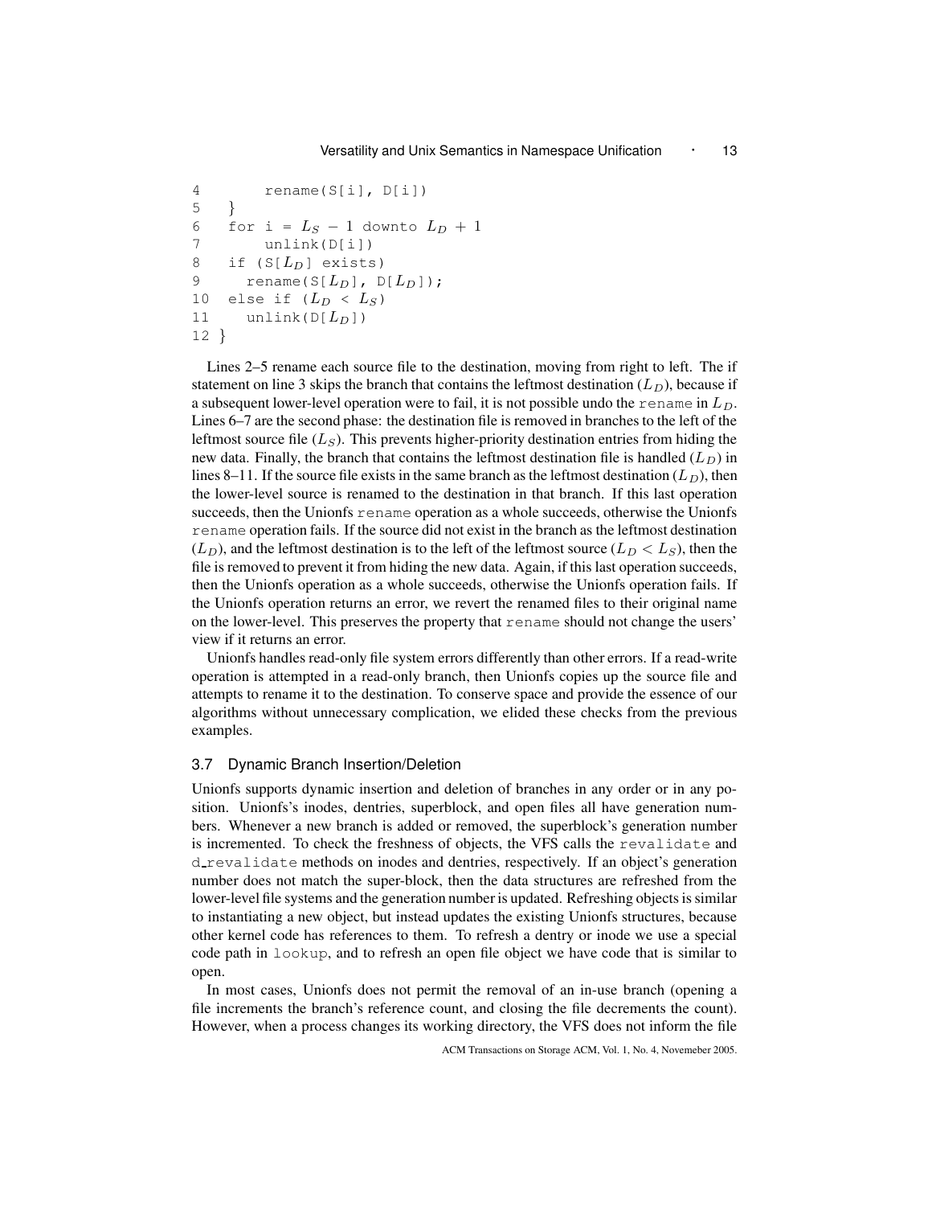```
4       rename(S[i], D[i])
5   }
6   for i = L_S − 1 downto L_D + 1
7       unlink(D[i])
8   if (S[L_D] exists)
9     rename(S[L_D], D[L_D]);
10  else if (L_D < L_S)
11    unlink(D[L_D])
12 }
```

Lines 2–5 rename each source file to the destination, moving from right to left. The if statement on line 3 skips the branch that contains the leftmost destination ($L_D$), because if a subsequent lower-level operation were to fail, it is not possible undo the rename in $L_D$. Lines 6–7 are the second phase: the destination file is removed in branches to the left of the leftmost source file ($L_S$). This prevents higher-priority destination entries from hiding the new data. Finally, the branch that contains the leftmost destination file is handled ($L_D$) in lines 8–11. If the source file exists in the same branch as the leftmost destination ($L_D$), then the lower-level source is renamed to the destination in that branch. If this last operation succeeds, then the Unionfs rename operation as a whole succeeds, otherwise the Unionfs rename operation fails. If the source did not exist in the branch as the leftmost destination ($L_D$), and the leftmost destination is to the left of the leftmost source ($L_D < L_S$), then the file is removed to prevent it from hiding the new data. Again, if this last operation succeeds, then the Unionfs operation as a whole succeeds, otherwise the Unionfs operation fails. If the Unionfs operation returns an error, we revert the renamed files to their original name on the lower-level. This preserves the property that rename should not change the users' view if it returns an error.

Unionfs handles read-only file system errors differently than other errors. If a read-write operation is attempted in a read-only branch, then Unionfs copies up the source file and attempts to rename it to the destination. To conserve space and provide the essence of our algorithms without unnecessary complication, we elided these checks from the previous examples.

### 3.7 Dynamic Branch Insertion/Deletion

Unionfs supports dynamic insertion and deletion of branches in any order or in any position. Unionfs's inodes, dentries, superblock, and open files all have generation numbers. Whenever a new branch is added or removed, the superblock's generation number is incremented. To check the freshness of objects, the VFS calls the revalidate and d_revalidate methods on inodes and dentries, respectively. If an object's generation number does not match the super-block, then the data structures are refreshed from the lower-level file systems and the generation number is updated. Refreshing objects is similar to instantiating a new object, but instead updates the existing Unionfs structures, because other kernel code has references to them. To refresh a dentry or inode we use a special code path in lookup, and to refresh an open file object we have code that is similar to open.

In most cases, Unionfs does not permit the removal of an in-use branch (opening a file increments the branch's reference count, and closing the file decrements the count). However, when a process changes its working directory, the VFS does not inform the file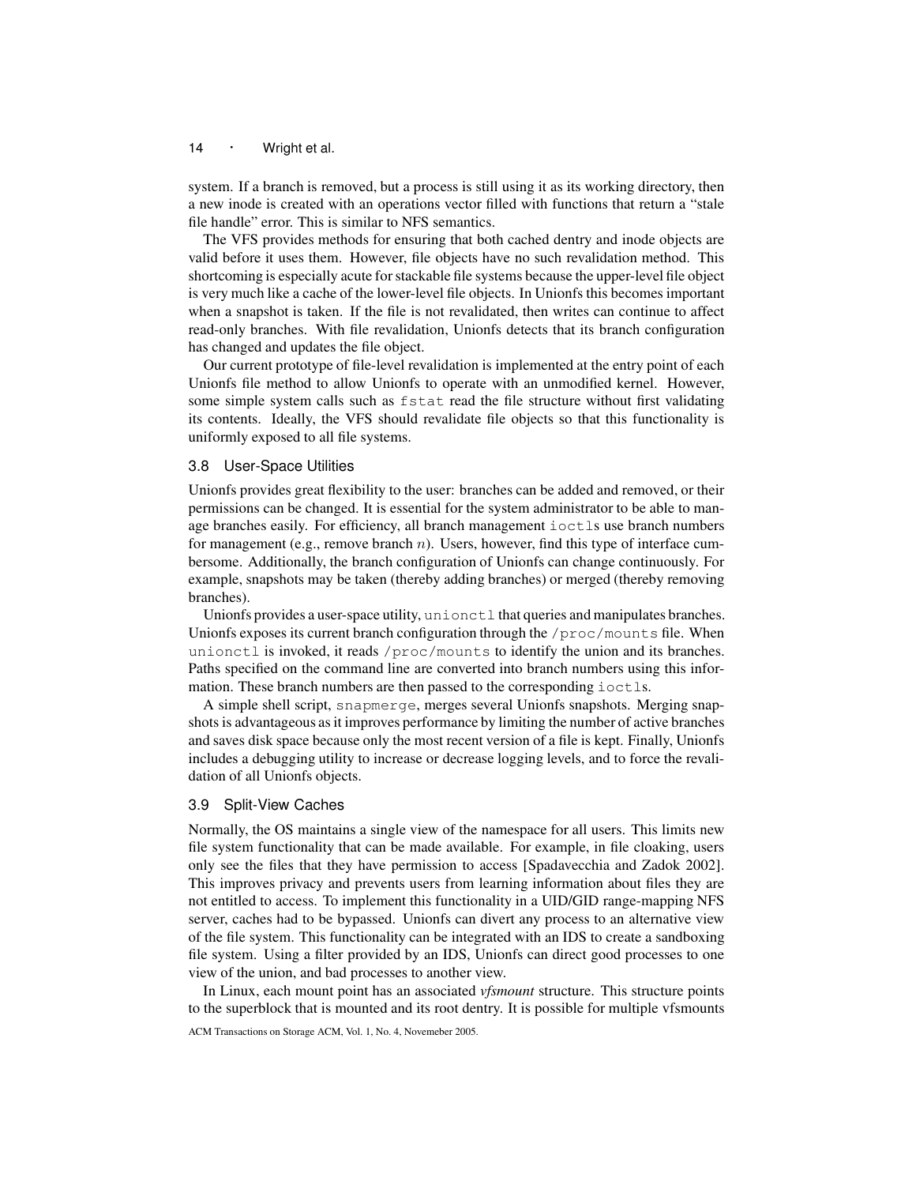system. If a branch is removed, but a process is still using it as its working directory, then a new inode is created with an operations vector filled with functions that return a "stale file handle" error. This is similar to NFS semantics.

The VFS provides methods for ensuring that both cached dentry and inode objects are valid before it uses them. However, file objects have no such revalidation method. This shortcoming is especially acute for stackable file systems because the upper-level file object is very much like a cache of the lower-level file objects. In Unionfs this becomes important when a snapshot is taken. If the file is not revalidated, then writes can continue to affect read-only branches. With file revalidation, Unionfs detects that its branch configuration has changed and updates the file object.

Our current prototype of file-level revalidation is implemented at the entry point of each Unionfs file method to allow Unionfs to operate with an unmodified kernel. However, some simple system calls such as `fstat` read the file structure without first validating its contents. Ideally, the VFS should revalidate file objects so that this functionality is uniformly exposed to all file systems.

### 3.8 User-Space Utilities

Unionfs provides great flexibility to the user: branches can be added and removed, or their permissions can be changed. It is essential for the system administrator to be able to manage branches easily. For efficiency, all branch management `ioctl`s use branch numbers for management (e.g., remove branch $n$). Users, however, find this type of interface cumbersome. Additionally, the branch configuration of Unionfs can change continuously. For example, snapshots may be taken (thereby adding branches) or merged (thereby removing branches).

Unionfs provides a user-space utility, `unionctl` that queries and manipulates branches. Unionfs exposes its current branch configuration through the `/proc/mounts` file. When `unionctl` is invoked, it reads `/proc/mounts` to identify the union and its branches. Paths specified on the command line are converted into branch numbers using this information. These branch numbers are then passed to the corresponding `ioctl`s.

A simple shell script, `snapmerge`, merges several Unionfs snapshots. Merging snapshots is advantageous as it improves performance by limiting the number of active branches and saves disk space because only the most recent version of a file is kept. Finally, Unionfs includes a debugging utility to increase or decrease logging levels, and to force the revalidation of all Unionfs objects.

### 3.9 Split-View Caches

Normally, the OS maintains a single view of the namespace for all users. This limits new file system functionality that can be made available. For example, in file cloaking, users only see the files that they have permission to access [Spadavecchia and Zadok 2002]. This improves privacy and prevents users from learning information about files they are not entitled to access. To implement this functionality in a UID/GID range-mapping NFS server, caches had to be bypassed. Unionfs can divert any process to an alternative view of the file system. This functionality can be integrated with an IDS to create a sandboxing file system. Using a filter provided by an IDS, Unionfs can direct good processes to one view of the union, and bad processes to another view.

In Linux, each mount point has an associated *vfsmount* structure. This structure points to the superblock that is mounted and its root dentry. It is possible for multiple vfsmounts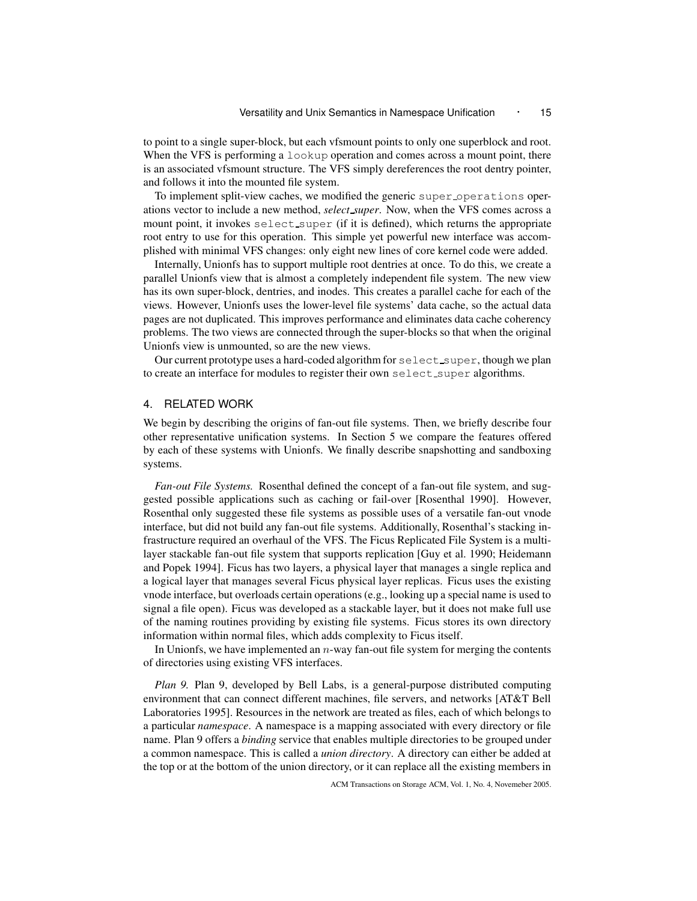to point to a single super-block, but each vfsmount points to only one superblock and root. When the VFS is performing a `lookup` operation and comes across a mount point, there is an associated vfsmount structure. The VFS simply dereferences the root dentry pointer, and follows it into the mounted file system.

To implement split-view caches, we modified the generic `super_operations` operations vector to include a new method, *select_super*. Now, when the VFS comes across a mount point, it invokes `select_super` (if it is defined), which returns the appropriate root entry to use for this operation. This simple yet powerful new interface was accomplished with minimal VFS changes: only eight new lines of core kernel code were added.

Internally, Unionfs has to support multiple root dentries at once. To do this, we create a parallel Unionfs view that is almost a completely independent file system. The new view has its own super-block, dentries, and inodes. This creates a parallel cache for each of the views. However, Unionfs uses the lower-level file systems' data cache, so the actual data pages are not duplicated. This improves performance and eliminates data cache coherency problems. The two views are connected through the super-blocks so that when the original Unionfs view is unmounted, so are the new views.

Our current prototype uses a hard-coded algorithm for `select_super`, though we plan to create an interface for modules to register their own `select_super` algorithms.

## 4. RELATED WORK

We begin by describing the origins of fan-out file systems. Then, we briefly describe four other representative unification systems. In Section 5 we compare the features offered by each of these systems with Unionfs. We finally describe snapshotting and sandboxing systems.

*Fan-out File Systems.* Rosenthal defined the concept of a fan-out file system, and suggested possible applications such as caching or fail-over [Rosenthal 1990]. However, Rosenthal only suggested these file systems as possible uses of a versatile fan-out vnode interface, but did not build any fan-out file systems. Additionally, Rosenthal's stacking infrastructure required an overhaul of the VFS. The Ficus Replicated File System is a multi-layer stackable fan-out file system that supports replication [Guy et al. 1990; Heidemann and Popek 1994]. Ficus has two layers, a physical layer that manages a single replica and a logical layer that manages several Ficus physical layer replicas. Ficus uses the existing vnode interface, but overloads certain operations (e.g., looking up a special name is used to signal a file open). Ficus was developed as a stackable layer, but it does not make full use of the naming routines providing by existing file systems. Ficus stores its own directory information within normal files, which adds complexity to Ficus itself.

In Unionfs, we have implemented an $n$-way fan-out file system for merging the contents of directories using existing VFS interfaces.

*Plan 9.* Plan 9, developed by Bell Labs, is a general-purpose distributed computing environment that can connect different machines, file servers, and networks [AT&T Bell Laboratories 1995]. Resources in the network are treated as files, each of which belongs to a particular *namespace*. A namespace is a mapping associated with every directory or file name. Plan 9 offers a *binding* service that enables multiple directories to be grouped under a common namespace. This is called a *union directory*. A directory can either be added at the top or at the bottom of the union directory, or it can replace all the existing members in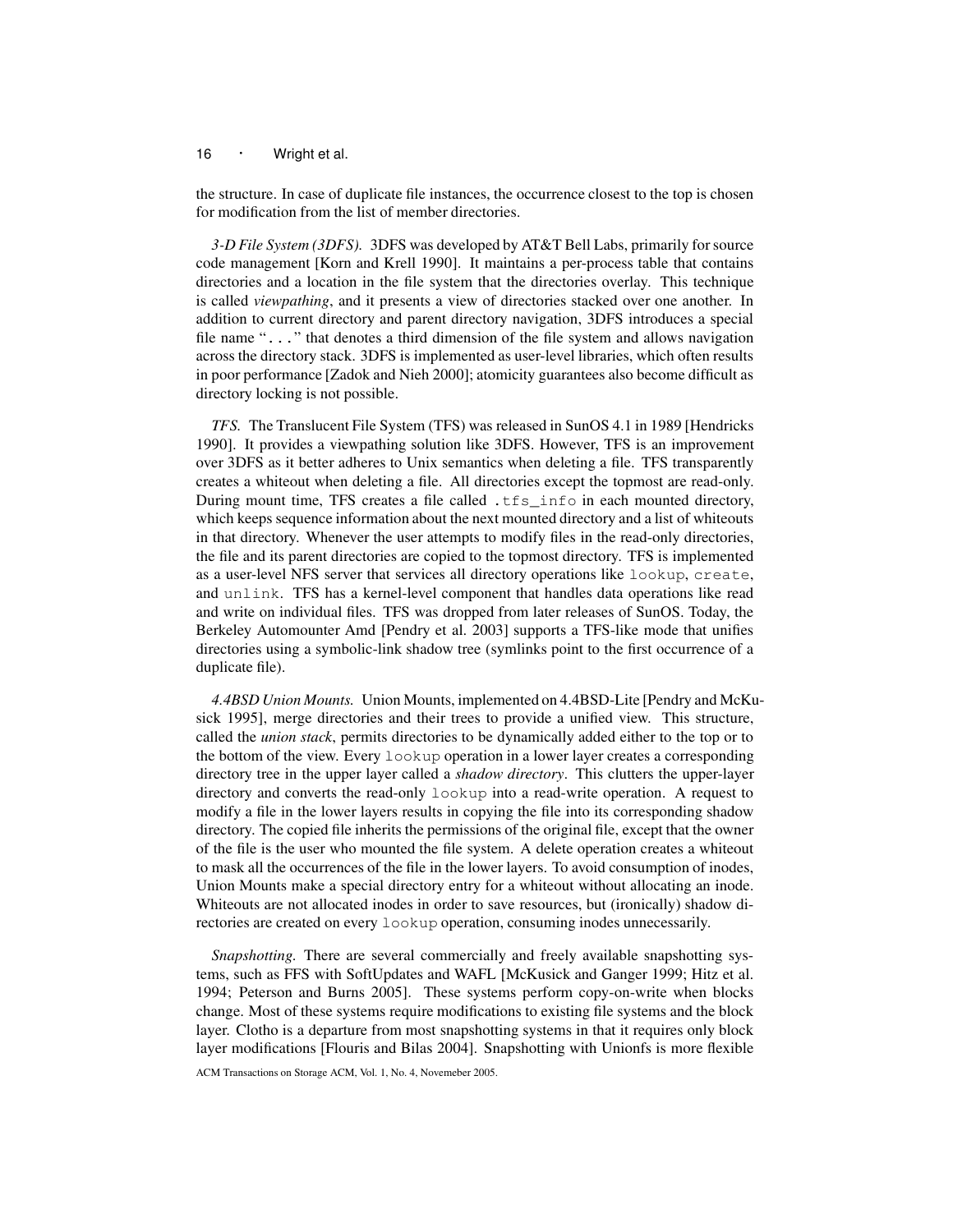the structure. In case of duplicate file instances, the occurrence closest to the top is chosen for modification from the list of member directories.

*3-D File System (3DFS).* 3DFS was developed by AT&T Bell Labs, primarily for source code management [Korn and Krell 1990]. It maintains a per-process table that contains directories and a location in the file system that the directories overlay. This technique is called *viewpathing*, and it presents a view of directories stacked over one another. In addition to current directory and parent directory navigation, 3DFS introduces a special file name "`...`" that denotes a third dimension of the file system and allows navigation across the directory stack. 3DFS is implemented as user-level libraries, which often results in poor performance [Zadok and Nieh 2000]; atomicity guarantees also become difficult as directory locking is not possible.

*TFS.* The Translucent File System (TFS) was released in SunOS 4.1 in 1989 [Hendricks 1990]. It provides a viewpathing solution like 3DFS. However, TFS is an improvement over 3DFS as it better adheres to Unix semantics when deleting a file. TFS transparently creates a whiteout when deleting a file. All directories except the topmost are read-only. During mount time, TFS creates a file called `.tfs_info` in each mounted directory, which keeps sequence information about the next mounted directory and a list of whiteouts in that directory. Whenever the user attempts to modify files in the read-only directories, the file and its parent directories are copied to the topmost directory. TFS is implemented as a user-level NFS server that services all directory operations like `lookup`, `create`, and `unlink`. TFS has a kernel-level component that handles data operations like read and write on individual files. TFS was dropped from later releases of SunOS. Today, the Berkeley Automounter Amd [Pendry et al. 2003] supports a TFS-like mode that unifies directories using a symbolic-link shadow tree (symlinks point to the first occurrence of a duplicate file).

*4.4BSD Union Mounts.* Union Mounts, implemented on 4.4BSD-Lite [Pendry and McKusick 1995], merge directories and their trees to provide a unified view. This structure, called the *union stack*, permits directories to be dynamically added either to the top or to the bottom of the view. Every `lookup` operation in a lower layer creates a corresponding directory tree in the upper layer called a *shadow directory*. This clutters the upper-layer directory and converts the read-only `lookup` into a read-write operation. A request to modify a file in the lower layers results in copying the file into its corresponding shadow directory. The copied file inherits the permissions of the original file, except that the owner of the file is the user who mounted the file system. A delete operation creates a whiteout to mask all the occurrences of the file in the lower layers. To avoid consumption of inodes, Union Mounts make a special directory entry for a whiteout without allocating an inode. Whiteouts are not allocated inodes in order to save resources, but (ironically) shadow directories are created on every `lookup` operation, consuming inodes unnecessarily.

*Snapshotting.* There are several commercially and freely available snapshotting systems, such as FFS with SoftUpdates and WAFL [McKusick and Ganger 1999; Hitz et al. 1994; Peterson and Burns 2005]. These systems perform copy-on-write when blocks change. Most of these systems require modifications to existing file systems and the block layer. Clotho is a departure from most snapshotting systems in that it requires only block layer modifications [Flouris and Bilas 2004]. Snapshotting with Unionfs is more flexible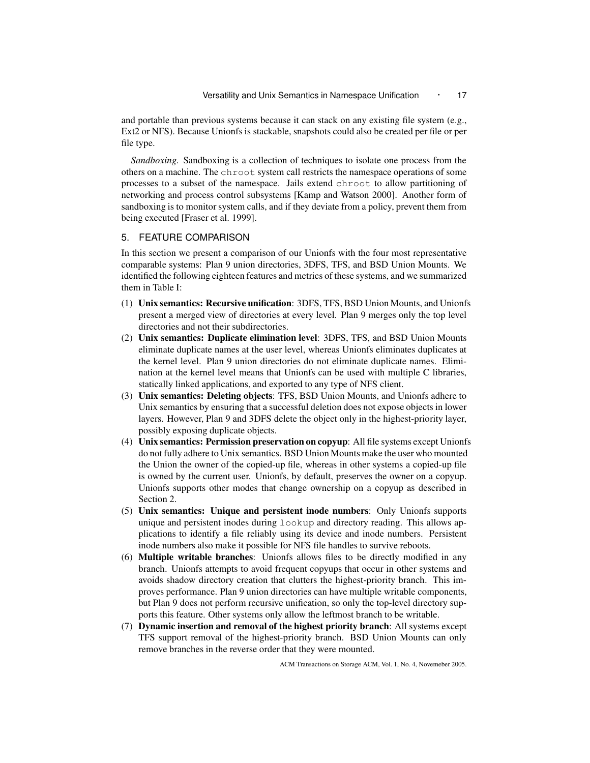and portable than previous systems because it can stack on any existing file system (e.g., Ext2 or NFS). Because Unionfs is stackable, snapshots could also be created per file or per file type.

*Sandboxing.* Sandboxing is a collection of techniques to isolate one process from the others on a machine. The `chroot` system call restricts the namespace operations of some processes to a subset of the namespace. Jails extend `chroot` to allow partitioning of networking and process control subsystems [Kamp and Watson 2000]. Another form of sandboxing is to monitor system calls, and if they deviate from a policy, prevent them from being executed [Fraser et al. 1999].

## 5. FEATURE COMPARISON

In this section we present a comparison of our Unionfs with the four most representative comparable systems: Plan 9 union directories, 3DFS, TFS, and BSD Union Mounts. We identified the following eighteen features and metrics of these systems, and we summarized them in Table I:

1. **Unix semantics: Recursive unification**: 3DFS, TFS, BSD Union Mounts, and Unionfs present a merged view of directories at every level. Plan 9 merges only the top level directories and not their subdirectories.
2. **Unix semantics: Duplicate elimination level**: 3DFS, TFS, and BSD Union Mounts eliminate duplicate names at the user level, whereas Unionfs eliminates duplicates at the kernel level. Plan 9 union directories do not eliminate duplicate names. Elimination at the kernel level means that Unionfs can be used with multiple C libraries, statically linked applications, and exported to any type of NFS client.
3. **Unix semantics: Deleting objects**: TFS, BSD Union Mounts, and Unionfs adhere to Unix semantics by ensuring that a successful deletion does not expose objects in lower layers. However, Plan 9 and 3DFS delete the object only in the highest-priority layer, possibly exposing duplicate objects.
4. **Unix semantics: Permission preservation on copyup**: All file systems except Unionfs do not fully adhere to Unix semantics. BSD Union Mounts make the user who mounted the Union the owner of the copied-up file, whereas in other systems a copied-up file is owned by the current user. Unionfs, by default, preserves the owner on a copyup. Unionfs supports other modes that change ownership on a copyup as described in Section 2.
5. **Unix semantics: Unique and persistent inode numbers**: Only Unionfs supports unique and persistent inodes during `lookup` and directory reading. This allows applications to identify a file reliably using its device and inode numbers. Persistent inode numbers also make it possible for NFS file handles to survive reboots.
6. **Multiple writable branches**: Unionfs allows files to be directly modified in any branch. Unionfs attempts to avoid frequent copyups that occur in other systems and avoids shadow directory creation that clutters the highest-priority branch. This improves performance. Plan 9 union directories can have multiple writable components, but Plan 9 does not perform recursive unification, so only the top-level directory supports this feature. Other systems only allow the leftmost branch to be writable.
7. **Dynamic insertion and removal of the highest priority branch**: All systems except TFS support removal of the highest-priority branch. BSD Union Mounts can only remove branches in the reverse order that they were mounted.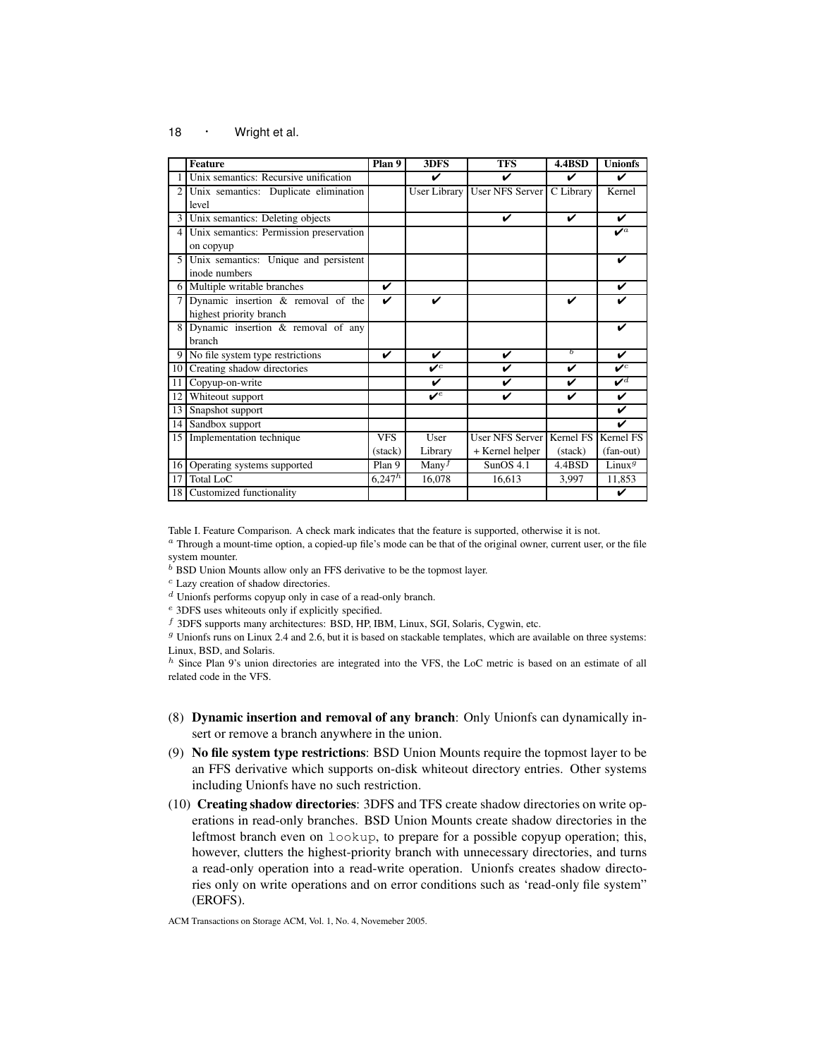| | Feature | Plan 9 | 3DFS | TFS | 4.4BSD | Unionfs |
|---|---|---|---|---|---|---|
| 1 | Unix semantics: Recursive unification | | ✔ | ✔ | ✔ | ✔ |
| 2 | Unix semantics: Duplicate elimination level | | User Library | User NFS Server | C Library | Kernel |
| 3 | Unix semantics: Deleting objects | | | ✔ | ✔ | ✔ |
| 4 | Unix semantics: Permission preservation on copyup | | | | | ✔[a] |
| 5 | Unix semantics: Unique and persistent inode numbers | | | | | ✔ |
| 6 | Multiple writable branches | ✔ | | | | ✔ |
| 7 | Dynamic insertion & removal of the highest priority branch | ✔ | ✔ | | ✔ | ✔ |
| 8 | Dynamic insertion & removal of any branch | | | | | ✔ |
| 9 | No file system type restrictions | ✔ | ✔ | ✔ | [b] | ✔ |
| 10 | Creating shadow directories | | ✔[c] | ✔ | ✔ | ✔[c] |
| 11 | Copyup-on-write | | ✔ | ✔ | ✔ | ✔[d] |
| 12 | Whiteout support | | ✔[e] | ✔ | ✔ | ✔ |
| 13 | Snapshot support | | | | | ✔ |
| 14 | Sandbox support | | | | | ✔ |
| 15 | Implementation technique | VFS (stack) | User Library | User NFS Server + Kernel helper | Kernel FS (stack) | Kernel FS (fan-out) |
| 16 | Operating systems supported | Plan 9 | Many[f] | SunOS 4.1 | 4.4BSD | Linux[g] |
| 17 | Total LoC | 6,247[h] | 16,078 | 16,613 | 3,997 | 11,853 |
| 18 | Customized functionality | | | | | ✔ |

Table I. Feature Comparison. A check mark indicates that the feature is supported, otherwise it is not.

[a] Through a mount-time option, a copied-up file's mode can be that of the original owner, current user, or the file system mounter.

[b] BSD Union Mounts allow only an FFS derivative to be the topmost layer.

[c] Lazy creation of shadow directories.

[d] Unionfs performs copyup only in case of a read-only branch.

[e] 3DFS uses whiteouts only if explicitly specified.

[f] 3DFS supports many architectures: BSD, HP, IBM, Linux, SGI, Solaris, Cygwin, etc.

[g] Unionfs runs on Linux 2.4 and 2.6, but it is based on stackable templates, which are available on three systems: Linux, BSD, and Solaris.

[h] Since Plan 9's union directories are integrated into the VFS, the LoC metric is based on an estimate of all related code in the VFS.

(8) **Dynamic insertion and removal of any branch**: Only Unionfs can dynamically insert or remove a branch anywhere in the union.

(9) **No file system type restrictions**: BSD Union Mounts require the topmost layer to be an FFS derivative which supports on-disk whiteout directory entries. Other systems including Unionfs have no such restriction.

(10) **Creating shadow directories**: 3DFS and TFS create shadow directories on write operations in read-only branches. BSD Union Mounts create shadow directories in the leftmost branch even on `lookup`, to prepare for a possible copyup operation; this, however, clutters the highest-priority branch with unnecessary directories, and turns a read-only operation into a read-write operation. Unionfs creates shadow directories only on write operations and on error conditions such as 'read-only file system" (EROFS).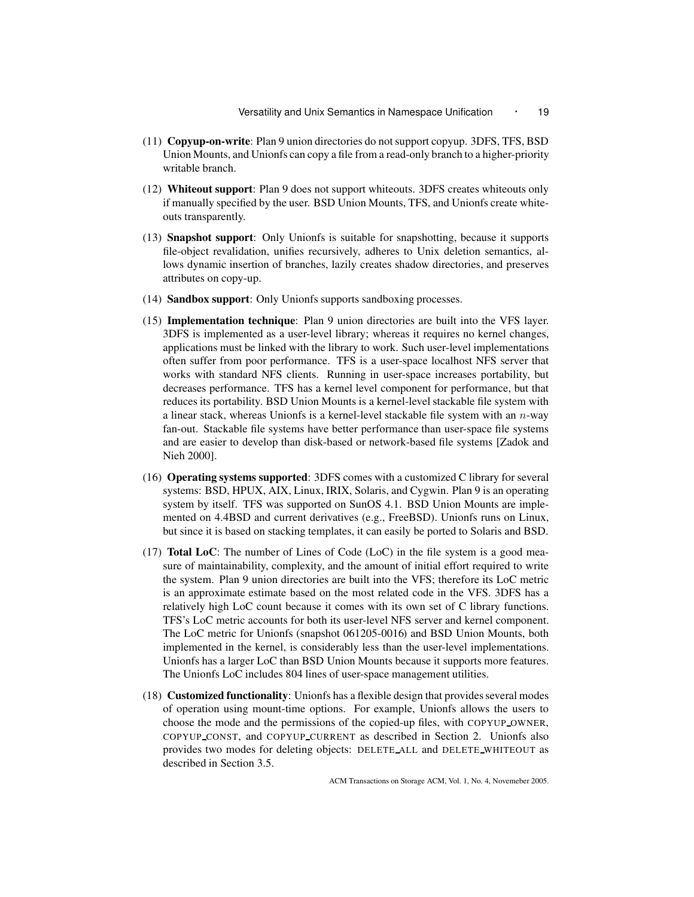(11) **Copyup-on-write**: Plan 9 union directories do not support copyup. 3DFS, TFS, BSD Union Mounts, and Unionfs can copy a file from a read-only branch to a higher-priority writable branch.

(12) **Whiteout support**: Plan 9 does not support whiteouts. 3DFS creates whiteouts only if manually specified by the user. BSD Union Mounts, TFS, and Unionfs create whiteouts transparently.

(13) **Snapshot support**: Only Unionfs is suitable for snapshotting, because it supports file-object revalidation, unifies recursively, adheres to Unix deletion semantics, allows dynamic insertion of branches, lazily creates shadow directories, and preserves attributes on copy-up.

(14) **Sandbox support**: Only Unionfs supports sandboxing processes.

(15) **Implementation technique**: Plan 9 union directories are built into the VFS layer. 3DFS is implemented as a user-level library; whereas it requires no kernel changes, applications must be linked with the library to work. Such user-level implementations often suffer from poor performance. TFS is a user-space localhost NFS server that works with standard NFS clients. Running in user-space increases portability, but decreases performance. TFS has a kernel level component for performance, but that reduces its portability. BSD Union Mounts is a kernel-level stackable file system with a linear stack, whereas Unionfs is a kernel-level stackable file system with an $n$-way fan-out. Stackable file systems have better performance than user-space file systems and are easier to develop than disk-based or network-based file systems [Zadok and Nieh 2000].

(16) **Operating systems supported**: 3DFS comes with a customized C library for several systems: BSD, HPUX, AIX, Linux, IRIX, Solaris, and Cygwin. Plan 9 is an operating system by itself. TFS was supported on SunOS 4.1. BSD Union Mounts are implemented on 4.4BSD and current derivatives (e.g., FreeBSD). Unionfs runs on Linux, but since it is based on stacking templates, it can easily be ported to Solaris and BSD.

(17) **Total LoC**: The number of Lines of Code (LoC) in the file system is a good measure of maintainability, complexity, and the amount of initial effort required to write the system. Plan 9 union directories are built into the VFS; therefore its LoC metric is an approximate estimate based on the most related code in the VFS. 3DFS has a relatively high LoC count because it comes with its own set of C library functions. TFS's LoC metric accounts for both its user-level NFS server and kernel component. The LoC metric for Unionfs (snapshot 061205-0016) and BSD Union Mounts, both implemented in the kernel, is considerably less than the user-level implementations. Unionfs has a larger LoC than BSD Union Mounts because it supports more features. The Unionfs LoC includes 804 lines of user-space management utilities.

(18) **Customized functionality**: Unionfs has a flexible design that provides several modes of operation using mount-time options. For example, Unionfs allows the users to choose the mode and the permissions of the copied-up files, with COPYUP_OWNER, COPYUP_CONST, and COPYUP_CURRENT as described in Section 2. Unionfs also provides two modes for deleting objects: DELETE_ALL and DELETE_WHITEOUT as described in Section 3.5.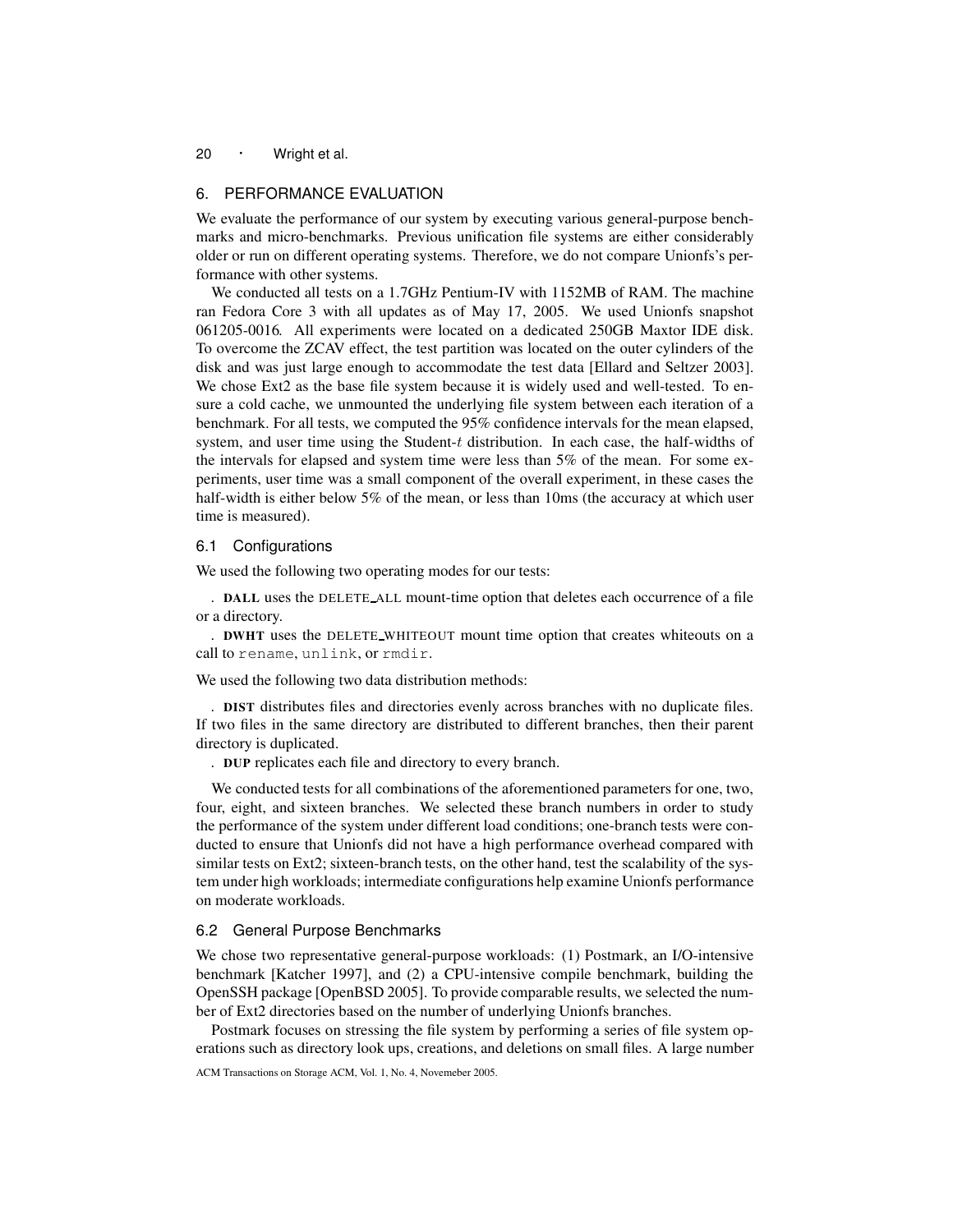## 6. PERFORMANCE EVALUATION

We evaluate the performance of our system by executing various general-purpose benchmarks and micro-benchmarks. Previous unification file systems are either considerably older or run on different operating systems. Therefore, we do not compare Unionfs's performance with other systems.

We conducted all tests on a 1.7GHz Pentium-IV with 1152MB of RAM. The machine ran Fedora Core 3 with all updates as of May 17, 2005. We used Unionfs snapshot 061205-0016. All experiments were located on a dedicated 250GB Maxtor IDE disk. To overcome the ZCAV effect, the test partition was located on the outer cylinders of the disk and was just large enough to accommodate the test data [Ellard and Seltzer 2003]. We chose Ext2 as the base file system because it is widely used and well-tested. To ensure a cold cache, we unmounted the underlying file system between each iteration of a benchmark. For all tests, we computed the 95% confidence intervals for the mean elapsed, system, and user time using the Student-$t$ distribution. In each case, the half-widths of the intervals for elapsed and system time were less than 5% of the mean. For some experiments, user time was a small component of the overall experiment, in these cases the half-width is either below 5% of the mean, or less than 10ms (the accuracy at which user time is measured).

### 6.1 Configurations

We used the following two operating modes for our tests:

- **DALL** uses the DELETE_ALL mount-time option that deletes each occurrence of a file or a directory.
- **DWHT** uses the DELETE_WHITEOUT mount time option that creates whiteouts on a call to `rename`, `unlink`, or `rmdir`.

We used the following two data distribution methods:

- **DIST** distributes files and directories evenly across branches with no duplicate files. If two files in the same directory are distributed to different branches, then their parent directory is duplicated.
- **DUP** replicates each file and directory to every branch.

We conducted tests for all combinations of the aforementioned parameters for one, two, four, eight, and sixteen branches. We selected these branch numbers in order to study the performance of the system under different load conditions; one-branch tests were conducted to ensure that Unionfs did not have a high performance overhead compared with similar tests on Ext2; sixteen-branch tests, on the other hand, test the scalability of the system under high workloads; intermediate configurations help examine Unionfs performance on moderate workloads.

### 6.2 General Purpose Benchmarks

We chose two representative general-purpose workloads: (1) Postmark, an I/O-intensive benchmark [Katcher 1997], and (2) a CPU-intensive compile benchmark, building the OpenSSH package [OpenBSD 2005]. To provide comparable results, we selected the number of Ext2 directories based on the number of underlying Unionfs branches.

Postmark focuses on stressing the file system by performing a series of file system operations such as directory look ups, creations, and deletions on small files. A large number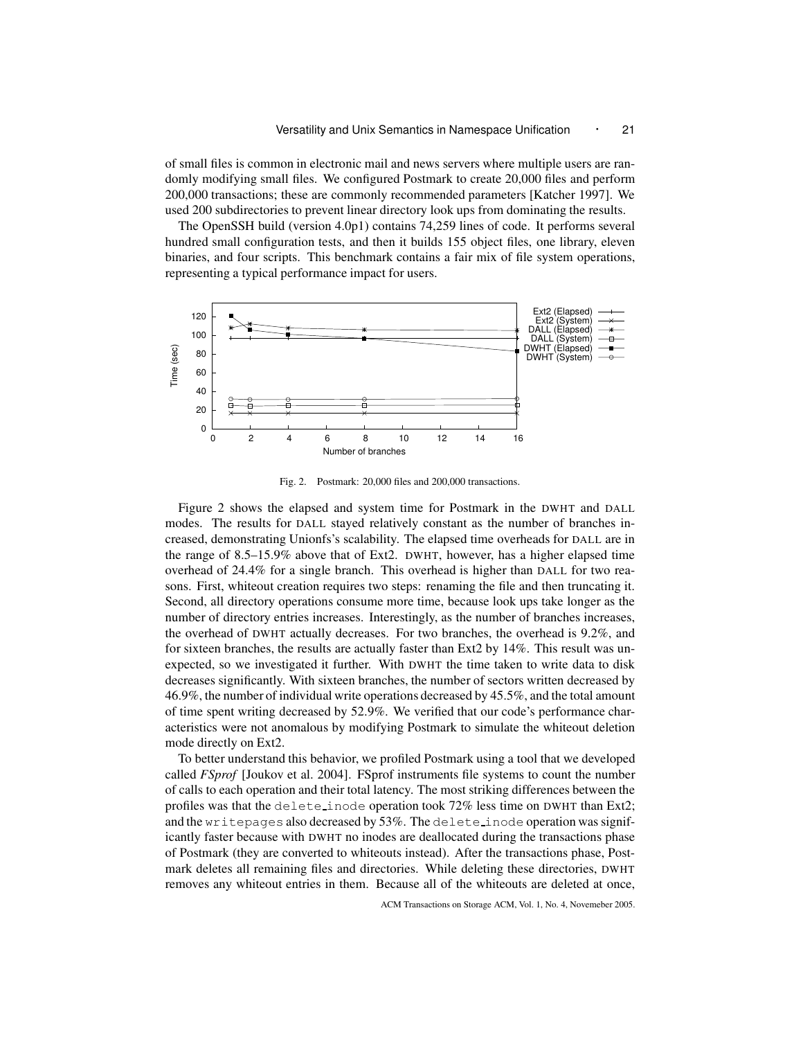of small files is common in electronic mail and news servers where multiple users are randomly modifying small files. We configured Postmark to create 20,000 files and perform 200,000 transactions; these are commonly recommended parameters [Katcher 1997]. We used 200 subdirectories to prevent linear directory look ups from dominating the results.

The OpenSSH build (version 4.0p1) contains 74,259 lines of code. It performs several hundred small configuration tests, and then it builds 155 object files, one library, eleven binaries, and four scripts. This benchmark contains a fair mix of file system operations, representing a typical performance impact for users.

Fig. 2. Postmark: 20,000 files and 200,000 transactions.

Figure 2 shows the elapsed and system time for Postmark in the DWHT and DALL modes. The results for DALL stayed relatively constant as the number of branches increased, demonstrating Unionfs's scalability. The elapsed time overheads for DALL are in the range of 8.5–15.9% above that of Ext2. DWHT, however, has a higher elapsed time overhead of 24.4% for a single branch. This overhead is higher than DALL for two reasons. First, whiteout creation requires two steps: renaming the file and then truncating it. Second, all directory operations consume more time, because look ups take longer as the number of directory entries increases. Interestingly, as the number of branches increases, the overhead of DWHT actually decreases. For two branches, the overhead is 9.2%, and for sixteen branches, the results are actually faster than Ext2 by 14%. This result was unexpected, so we investigated it further. With DWHT the time taken to write data to disk decreases significantly. With sixteen branches, the number of sectors written decreased by 46.9%, the number of individual write operations decreased by 45.5%, and the total amount of time spent writing decreased by 52.9%. We verified that our code's performance characteristics were not anomalous by modifying Postmark to simulate the whiteout deletion mode directly on Ext2.

To better understand this behavior, we profiled Postmark using a tool that we developed called *FSprof* [Joukov et al. 2004]. FSprof instruments file systems to count the number of calls to each operation and their total latency. The most striking differences between the profiles was that the `delete_inode` operation took 72% less time on DWHT than Ext2; and the `writepages` also decreased by 53%. The `delete_inode` operation was significantly faster because with DWHT no inodes are deallocated during the transactions phase of Postmark (they are converted to whiteouts instead). After the transactions phase, Postmark deletes all remaining files and directories. While deleting these directories, DWHT removes any whiteout entries in them. Because all of the whiteouts are deleted at once,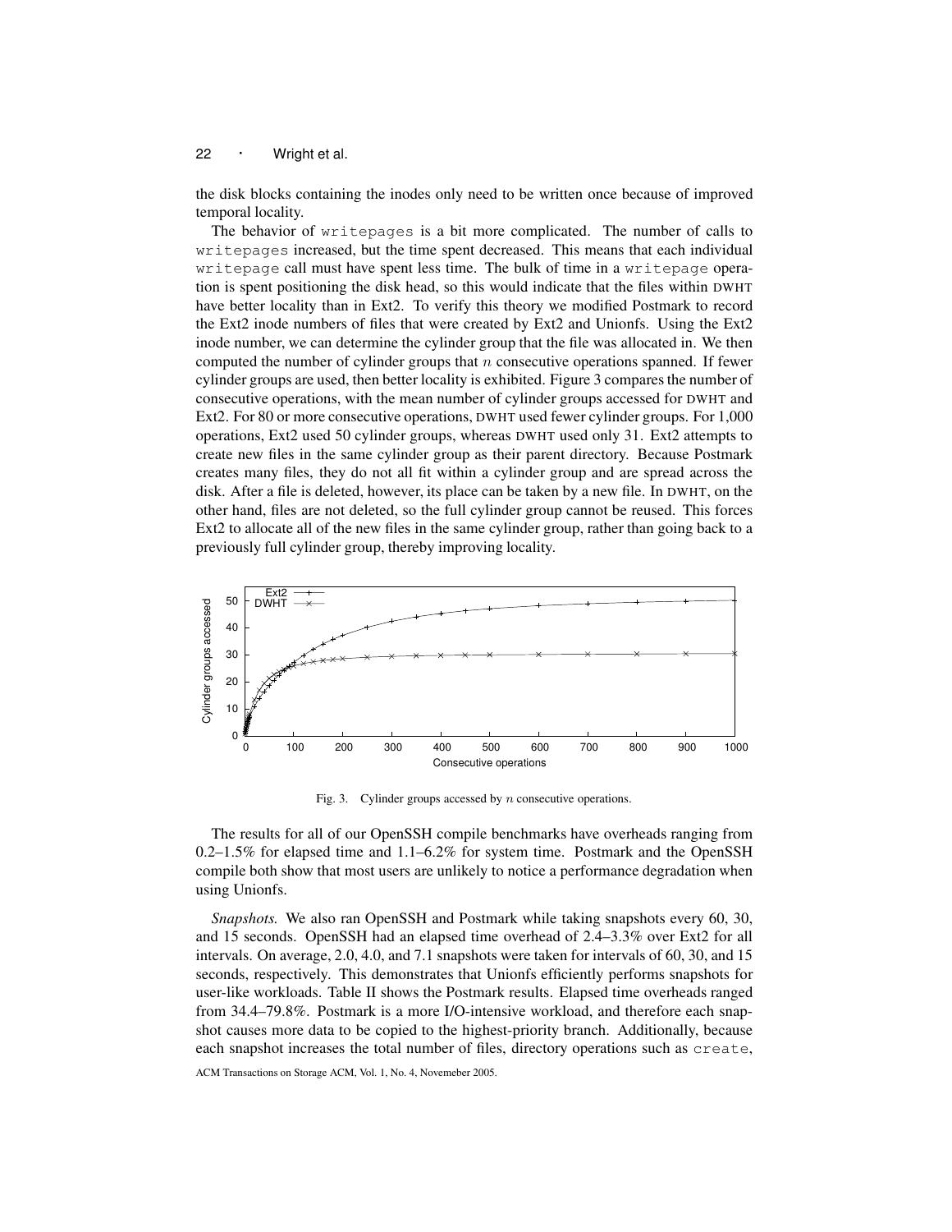the disk blocks containing the inodes only need to be written once because of improved temporal locality.

The behavior of `writepages` is a bit more complicated. The number of calls to `writepages` increased, but the time spent decreased. This means that each individual `writepage` call must have spent less time. The bulk of time in a `writepage` operation is spent positioning the disk head, so this would indicate that the files within DWHT have better locality than in Ext2. To verify this theory we modified Postmark to record the Ext2 inode numbers of files that were created by Ext2 and Unionfs. Using the Ext2 inode number, we can determine the cylinder group that the file was allocated in. We then computed the number of cylinder groups that $n$ consecutive operations spanned. If fewer cylinder groups are used, then better locality is exhibited. Figure 3 compares the number of consecutive operations, with the mean number of cylinder groups accessed for DWHT and Ext2. For 80 or more consecutive operations, DWHT used fewer cylinder groups. For 1,000 operations, Ext2 used 50 cylinder groups, whereas DWHT used only 31. Ext2 attempts to create new files in the same cylinder group as their parent directory. Because Postmark creates many files, they do not all fit within a cylinder group and are spread across the disk. After a file is deleted, however, its place can be taken by a new file. In DWHT, on the other hand, files are not deleted, so the full cylinder group cannot be reused. This forces Ext2 to allocate all of the new files in the same cylinder group, rather than going back to a previously full cylinder group, thereby improving locality.

Fig. 3. Cylinder groups accessed by $n$ consecutive operations.

The results for all of our OpenSSH compile benchmarks have overheads ranging from 0.2–1.5% for elapsed time and 1.1–6.2% for system time. Postmark and the OpenSSH compile both show that most users are unlikely to notice a performance degradation when using Unionfs.

*Snapshots.* We also ran OpenSSH and Postmark while taking snapshots every 60, 30, and 15 seconds. OpenSSH had an elapsed time overhead of 2.4–3.3% over Ext2 for all intervals. On average, 2.0, 4.0, and 7.1 snapshots were taken for intervals of 60, 30, and 15 seconds, respectively. This demonstrates that Unionfs efficiently performs snapshots for user-like workloads. Table II shows the Postmark results. Elapsed time overheads ranged from 34.4–79.8%. Postmark is a more I/O-intensive workload, and therefore each snapshot causes more data to be copied to the highest-priority branch. Additionally, because each snapshot increases the total number of files, directory operations such as `create`,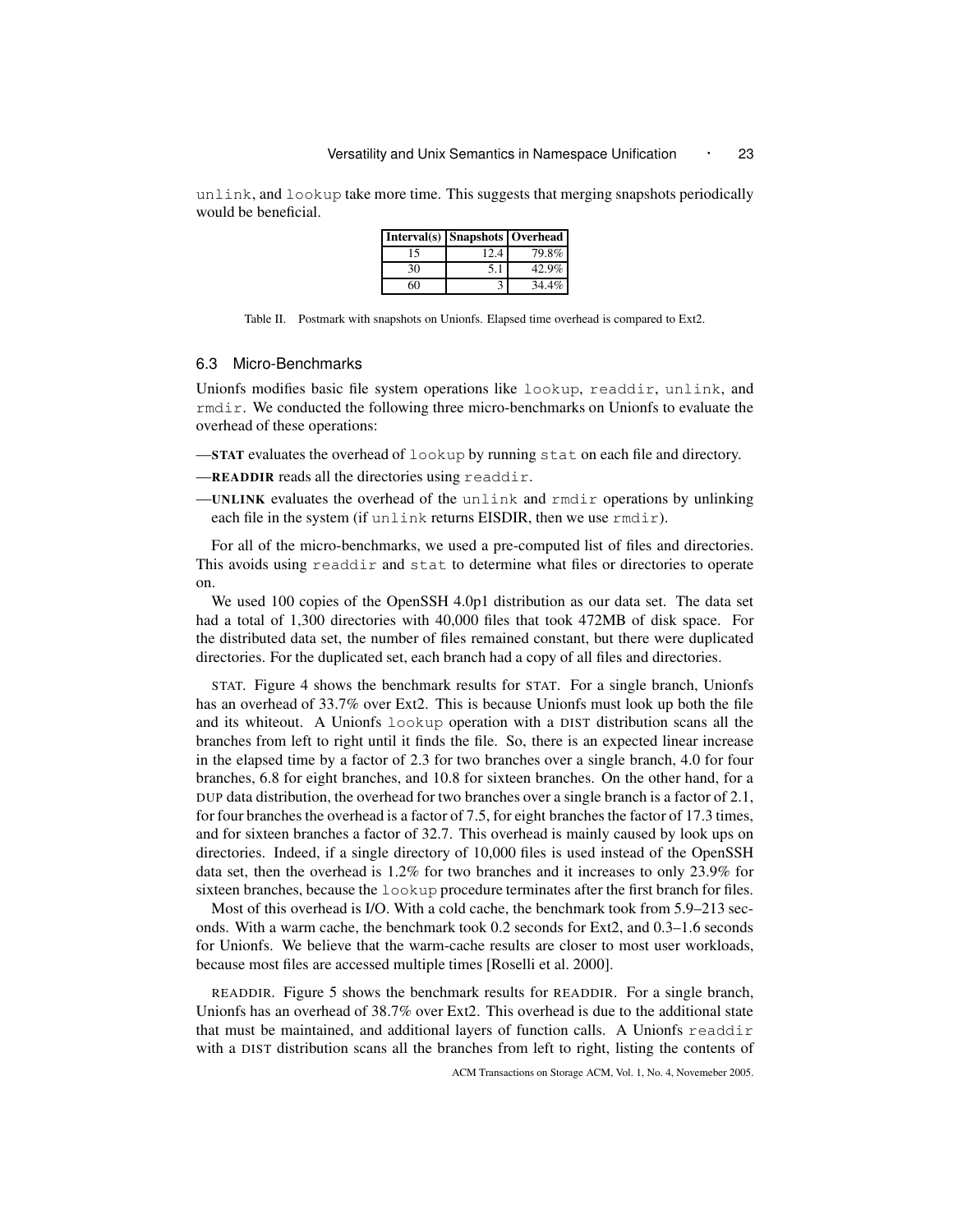unlink, and lookup take more time. This suggests that merging snapshots periodically would be beneficial.

| Interval(s) | Snapshots | Overhead |
|---|---|---|
| 15 | 12.4 | 79.8% |
| 30 | 5.1 | 42.9% |
| 60 | 3 | 34.4% |

Table II. Postmark with snapshots on Unionfs. Elapsed time overhead is compared to Ext2.

### 6.3 Micro-Benchmarks

Unionfs modifies basic file system operations like lookup, readdir, unlink, and rmdir. We conducted the following three micro-benchmarks on Unionfs to evaluate the overhead of these operations:

—**STAT** evaluates the overhead of lookup by running stat on each file and directory.

—**READDIR** reads all the directories using readdir.

—**UNLINK** evaluates the overhead of the unlink and rmdir operations by unlinking each file in the system (if unlink returns EISDIR, then we use rmdir).

For all of the micro-benchmarks, we used a pre-computed list of files and directories. This avoids using readdir and stat to determine what files or directories to operate on.

We used 100 copies of the OpenSSH 4.0p1 distribution as our data set. The data set had a total of 1,300 directories with 40,000 files that took 472MB of disk space. For the distributed data set, the number of files remained constant, but there were duplicated directories. For the duplicated set, each branch had a copy of all files and directories.

STAT. Figure 4 shows the benchmark results for STAT. For a single branch, Unionfs has an overhead of 33.7% over Ext2. This is because Unionfs must look up both the file and its whiteout. A Unionfs lookup operation with a DIST distribution scans all the branches from left to right until it finds the file. So, there is an expected linear increase in the elapsed time by a factor of 2.3 for two branches over a single branch, 4.0 for four branches, 6.8 for eight branches, and 10.8 for sixteen branches. On the other hand, for a DUP data distribution, the overhead for two branches over a single branch is a factor of 2.1, for four branches the overhead is a factor of 7.5, for eight branches the factor of 17.3 times, and for sixteen branches a factor of 32.7. This overhead is mainly caused by look ups on directories. Indeed, if a single directory of 10,000 files is used instead of the OpenSSH data set, then the overhead is 1.2% for two branches and it increases to only 23.9% for sixteen branches, because the lookup procedure terminates after the first branch for files.

Most of this overhead is I/O. With a cold cache, the benchmark took from 5.9–213 seconds. With a warm cache, the benchmark took 0.2 seconds for Ext2, and 0.3–1.6 seconds for Unionfs. We believe that the warm-cache results are closer to most user workloads, because most files are accessed multiple times [Roselli et al. 2000].

READDIR. Figure 5 shows the benchmark results for READDIR. For a single branch, Unionfs has an overhead of 38.7% over Ext2. This overhead is due to the additional state that must be maintained, and additional layers of function calls. A Unionfs readdir with a DIST distribution scans all the branches from left to right, listing the contents of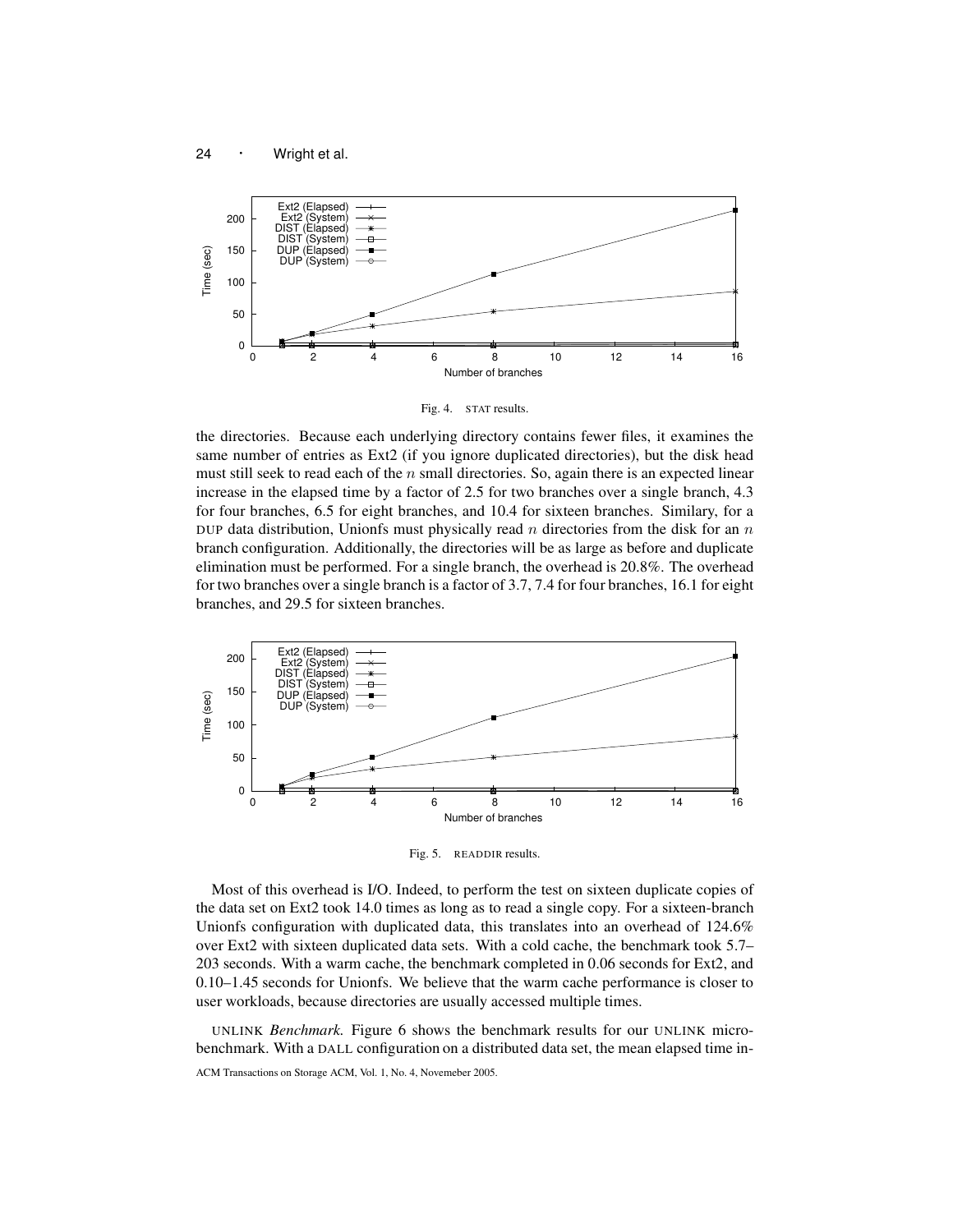Fig. 4. STAT results.

the directories. Because each underlying directory contains fewer files, it examines the same number of entries as Ext2 (if you ignore duplicated directories), but the disk head must still seek to read each of the $n$ small directories. So, again there is an expected linear increase in the elapsed time by a factor of 2.5 for two branches over a single branch, 4.3 for four branches, 6.5 for eight branches, and 10.4 for sixteen branches. Similary, for a DUP data distribution, Unionfs must physically read $n$ directories from the disk for an $n$ branch configuration. Additionally, the directories will be as large as before and duplicate elimination must be performed. For a single branch, the overhead is 20.8%. The overhead for two branches over a single branch is a factor of 3.7, 7.4 for four branches, 16.1 for eight branches, and 29.5 for sixteen branches.

Fig. 5. READDIR results.

Most of this overhead is I/O. Indeed, to perform the test on sixteen duplicate copies of the data set on Ext2 took 14.0 times as long as to read a single copy. For a sixteen-branch Unionfs configuration with duplicated data, this translates into an overhead of 124.6% over Ext2 with sixteen duplicated data sets. With a cold cache, the benchmark took 5.7–203 seconds. With a warm cache, the benchmark completed in 0.06 seconds for Ext2, and 0.10–1.45 seconds for Unionfs. We believe that the warm cache performance is closer to user workloads, because directories are usually accessed multiple times.

UNLINK *Benchmark.* Figure 6 shows the benchmark results for our UNLINK micro-benchmark. With a DALL configuration on a distributed data set, the mean elapsed time in-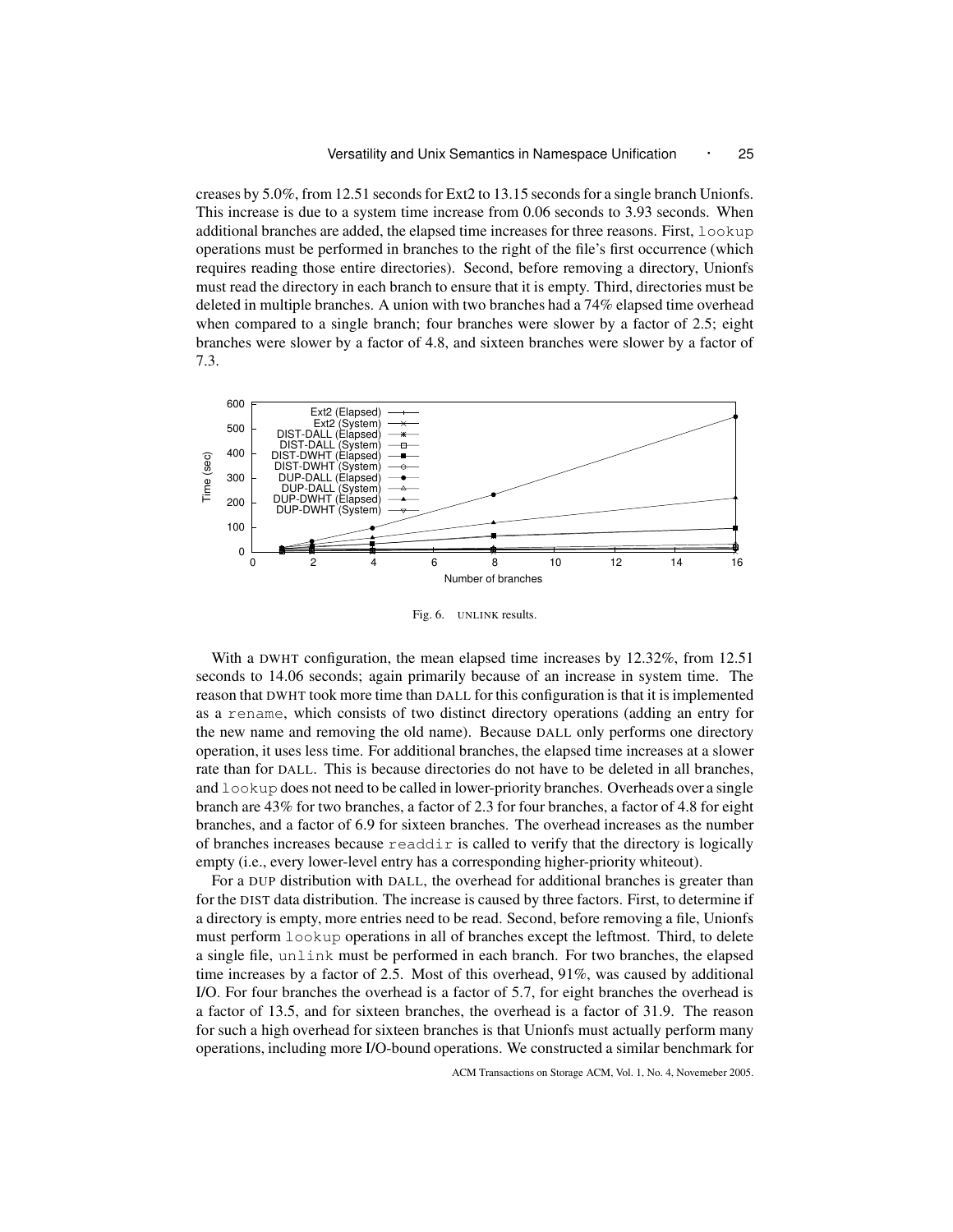creases by 5.0%, from 12.51 seconds for Ext2 to 13.15 seconds for a single branch Unionfs. This increase is due to a system time increase from 0.06 seconds to 3.93 seconds. When additional branches are added, the elapsed time increases for three reasons. First, `lookup` operations must be performed in branches to the right of the file's first occurrence (which requires reading those entire directories). Second, before removing a directory, Unionfs must read the directory in each branch to ensure that it is empty. Third, directories must be deleted in multiple branches. A union with two branches had a 74% elapsed time overhead when compared to a single branch; four branches were slower by a factor of 2.5; eight branches were slower by a factor of 4.8, and sixteen branches were slower by a factor of 7.3.

Fig. 6. UNLINK results.

With a DWHT configuration, the mean elapsed time increases by 12.32%, from 12.51 seconds to 14.06 seconds; again primarily because of an increase in system time. The reason that DWHT took more time than DALL for this configuration is that it is implemented as a `rename`, which consists of two distinct directory operations (adding an entry for the new name and removing the old name). Because DALL only performs one directory operation, it uses less time. For additional branches, the elapsed time increases at a slower rate than for DALL. This is because directories do not have to be deleted in all branches, and `lookup` does not need to be called in lower-priority branches. Overheads over a single branch are 43% for two branches, a factor of 2.3 for four branches, a factor of 4.8 for eight branches, and a factor of 6.9 for sixteen branches. The overhead increases as the number of branches increases because `readdir` is called to verify that the directory is logically empty (i.e., every lower-level entry has a corresponding higher-priority whiteout).

For a DUP distribution with DALL, the overhead for additional branches is greater than for the DIST data distribution. The increase is caused by three factors. First, to determine if a directory is empty, more entries need to be read. Second, before removing a file, Unionfs must perform `lookup` operations in all of branches except the leftmost. Third, to delete a single file, `unlink` must be performed in each branch. For two branches, the elapsed time increases by a factor of 2.5. Most of this overhead, 91%, was caused by additional I/O. For four branches the overhead is a factor of 5.7, for eight branches the overhead is a factor of 13.5, and for sixteen branches, the overhead is a factor of 31.9. The reason for such a high overhead for sixteen branches is that Unionfs must actually perform many operations, including more I/O-bound operations. We constructed a similar benchmark for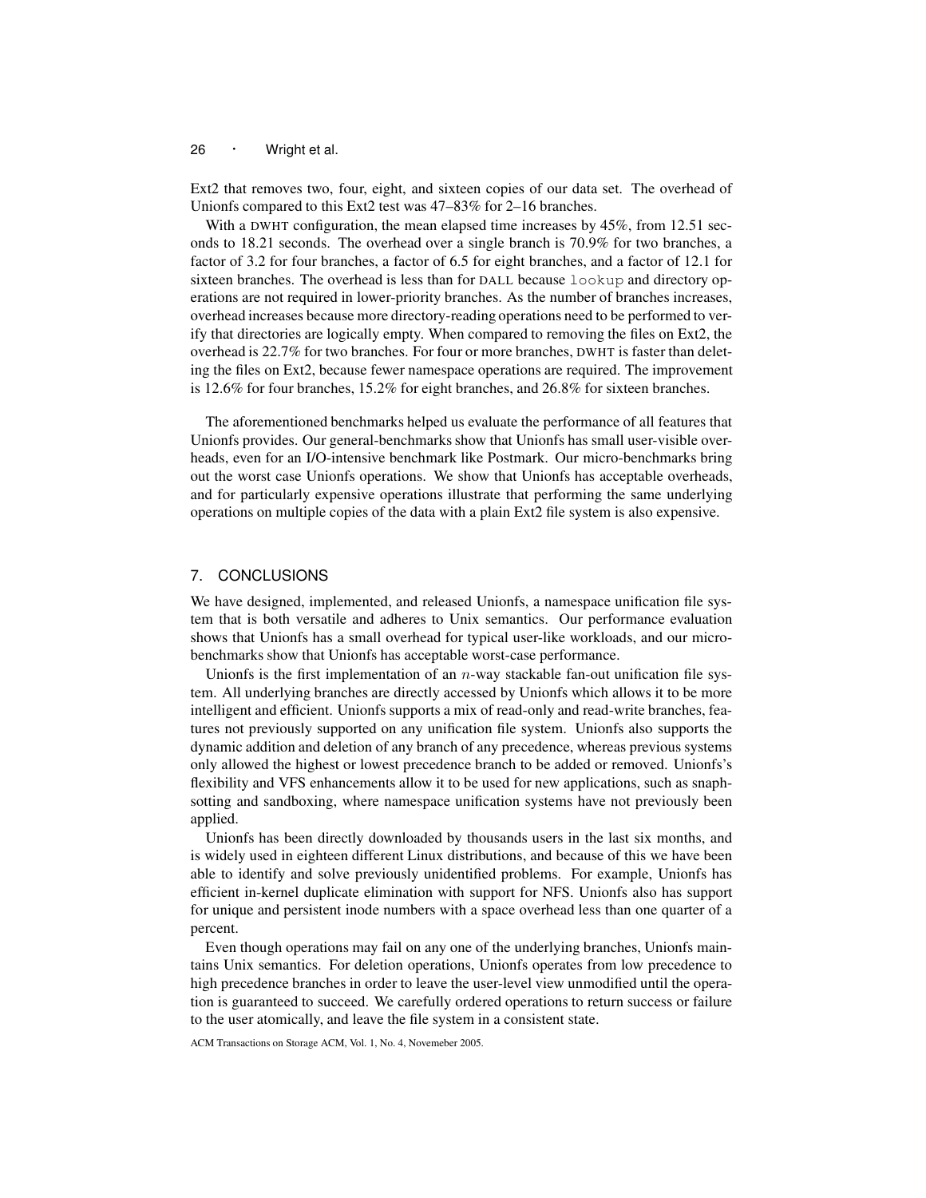Ext2 that removes two, four, eight, and sixteen copies of our data set. The overhead of Unionfs compared to this Ext2 test was 47–83% for 2–16 branches.

With a DWHT configuration, the mean elapsed time increases by 45%, from 12.51 seconds to 18.21 seconds. The overhead over a single branch is 70.9% for two branches, a factor of 3.2 for four branches, a factor of 6.5 for eight branches, and a factor of 12.1 for sixteen branches. The overhead is less than for DALL because `lookup` and directory operations are not required in lower-priority branches. As the number of branches increases, overhead increases because more directory-reading operations need to be performed to verify that directories are logically empty. When compared to removing the files on Ext2, the overhead is 22.7% for two branches. For four or more branches, DWHT is faster than deleting the files on Ext2, because fewer namespace operations are required. The improvement is 12.6% for four branches, 15.2% for eight branches, and 26.8% for sixteen branches.

The aforementioned benchmarks helped us evaluate the performance of all features that Unionfs provides. Our general-benchmarks show that Unionfs has small user-visible overheads, even for an I/O-intensive benchmark like Postmark. Our micro-benchmarks bring out the worst case Unionfs operations. We show that Unionfs has acceptable overheads, and for particularly expensive operations illustrate that performing the same underlying operations on multiple copies of the data with a plain Ext2 file system is also expensive.

## 7. CONCLUSIONS

We have designed, implemented, and released Unionfs, a namespace unification file system that is both versatile and adheres to Unix semantics. Our performance evaluation shows that Unionfs has a small overhead for typical user-like workloads, and our micro-benchmarks show that Unionfs has acceptable worst-case performance.

Unionfs is the first implementation of an $n$-way stackable fan-out unification file system. All underlying branches are directly accessed by Unionfs which allows it to be more intelligent and efficient. Unionfs supports a mix of read-only and read-write branches, features not previously supported on any unification file system. Unionfs also supports the dynamic addition and deletion of any branch of any precedence, whereas previous systems only allowed the highest or lowest precedence branch to be added or removed. Unionfs's flexibility and VFS enhancements allow it to be used for new applications, such as snaphsotting and sandboxing, where namespace unification systems have not previously been applied.

Unionfs has been directly downloaded by thousands users in the last six months, and is widely used in eighteen different Linux distributions, and because of this we have been able to identify and solve previously unidentified problems. For example, Unionfs has efficient in-kernel duplicate elimination with support for NFS. Unionfs also has support for unique and persistent inode numbers with a space overhead less than one quarter of a percent.

Even though operations may fail on any one of the underlying branches, Unionfs maintains Unix semantics. For deletion operations, Unionfs operates from low precedence to high precedence branches in order to leave the user-level view unmodified until the operation is guaranteed to succeed. We carefully ordered operations to return success or failure to the user atomically, and leave the file system in a consistent state.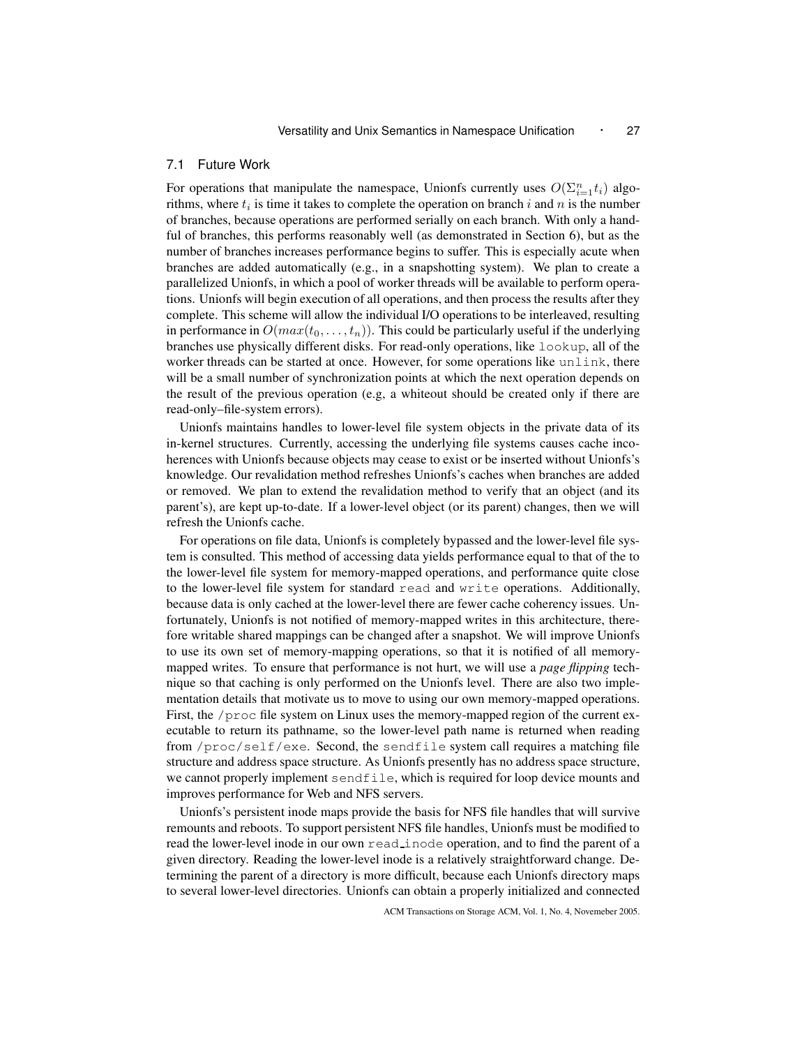## 7.1 Future Work

For operations that manipulate the namespace, Unionfs currently uses $O(\Sigma_{i=1}^{n} t_i)$ algorithms, where $t_i$ is time it takes to complete the operation on branch $i$ and $n$ is the number of branches, because operations are performed serially on each branch. With only a handful of branches, this performs reasonably well (as demonstrated in Section 6), but as the number of branches increases performance begins to suffer. This is especially acute when branches are added automatically (e.g., in a snapshotting system). We plan to create a parallelized Unionfs, in which a pool of worker threads will be available to perform operations. Unionfs will begin execution of all operations, and then process the results after they complete. This scheme will allow the individual I/O operations to be interleaved, resulting in performance in $O(max(t_0, \ldots, t_n))$. This could be particularly useful if the underlying branches use physically different disks. For read-only operations, like `lookup`, all of the worker threads can be started at once. However, for some operations like `unlink`, there will be a small number of synchronization points at which the next operation depends on the result of the previous operation (e.g, a whiteout should be created only if there are read-only–file-system errors).

Unionfs maintains handles to lower-level file system objects in the private data of its in-kernel structures. Currently, accessing the underlying file systems causes cache incoherences with Unionfs because objects may cease to exist or be inserted without Unionfs's knowledge. Our revalidation method refreshes Unionfs's caches when branches are added or removed. We plan to extend the revalidation method to verify that an object (and its parent's), are kept up-to-date. If a lower-level object (or its parent) changes, then we will refresh the Unionfs cache.

For operations on file data, Unionfs is completely bypassed and the lower-level file system is consulted. This method of accessing data yields performance equal to that of the to the lower-level file system for memory-mapped operations, and performance quite close to the lower-level file system for standard `read` and `write` operations. Additionally, because data is only cached at the lower-level there are fewer cache coherency issues. Unfortunately, Unionfs is not notified of memory-mapped writes in this architecture, therefore writable shared mappings can be changed after a snapshot. We will improve Unionfs to use its own set of memory-mapping operations, so that it is notified of all memory-mapped writes. To ensure that performance is not hurt, we will use a *page flipping* technique so that caching is only performed on the Unionfs level. There are also two implementation details that motivate us to move to using our own memory-mapped operations. First, the `/proc` file system on Linux uses the memory-mapped region of the current executable to return its pathname, so the lower-level path name is returned when reading from `/proc/self/exe`. Second, the `sendfile` system call requires a matching file structure and address space structure. As Unionfs presently has no address space structure, we cannot properly implement `sendfile`, which is required for loop device mounts and improves performance for Web and NFS servers.

Unionfs's persistent inode maps provide the basis for NFS file handles that will survive remounts and reboots. To support persistent NFS file handles, Unionfs must be modified to read the lower-level inode in our own `read_inode` operation, and to find the parent of a given directory. Reading the lower-level inode is a relatively straightforward change. Determining the parent of a directory is more difficult, because each Unionfs directory maps to several lower-level directories. Unionfs can obtain a properly initialized and connected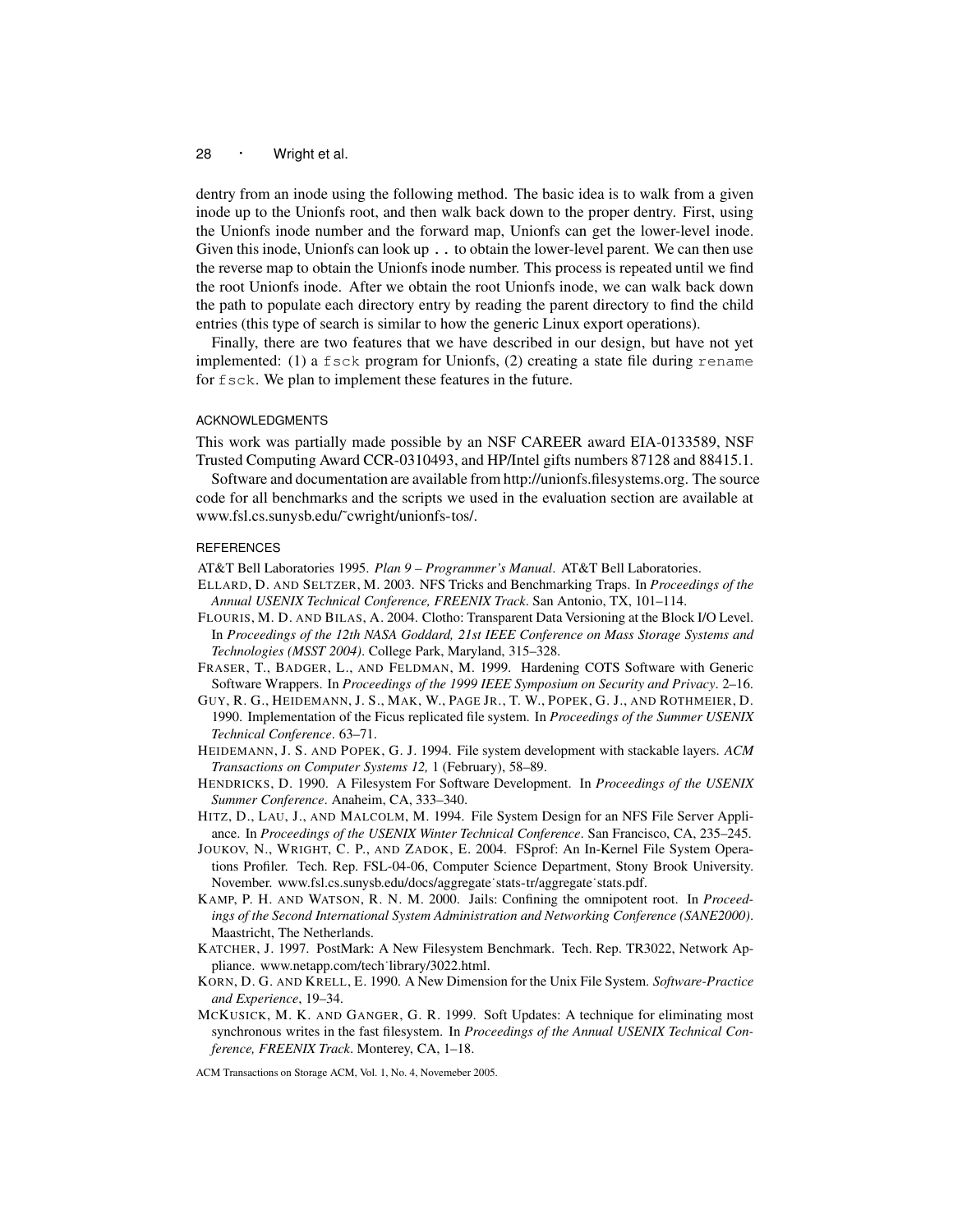dentry from an inode using the following method. The basic idea is to walk from a given inode up to the Unionfs root, and then walk back down to the proper dentry. First, using the Unionfs inode number and the forward map, Unionfs can get the lower-level inode. Given this inode, Unionfs can look up `..` to obtain the lower-level parent. We can then use the reverse map to obtain the Unionfs inode number. This process is repeated until we find the root Unionfs inode. After we obtain the root Unionfs inode, we can walk back down the path to populate each directory entry by reading the parent directory to find the child entries (this type of search is similar to how the generic Linux export operations).

Finally, there are two features that we have described in our design, but have not yet implemented: (1) a `fsck` program for Unionfs, (2) creating a state file during `rename` for `fsck`. We plan to implement these features in the future.

## ACKNOWLEDGMENTS

This work was partially made possible by an NSF CAREER award EIA-0133589, NSF Trusted Computing Award CCR-0310493, and HP/Intel gifts numbers 87128 and 88415.1.

Software and documentation are available from http://unionfs.filesystems.org. The source code for all benchmarks and the scripts we used in the evaluation section are available at www.fsl.cs.sunysb.edu/~cwright/unionfs-tos/.

## REFERENCES

AT&T Bell Laboratories 1995. *Plan 9 – Programmer's Manual*. AT&T Bell Laboratories.

Ellard, D. and Seltzer, M. 2003. NFS Tricks and Benchmarking Traps. In *Proceedings of the Annual USENIX Technical Conference, FREENIX Track*. San Antonio, TX, 101–114.

Flouris, M. D. and Bilas, A. 2004. Clotho: Transparent Data Versioning at the Block I/O Level. In *Proceedings of the 12th NASA Goddard, 21st IEEE Conference on Mass Storage Systems and Technologies (MSST 2004)*. College Park, Maryland, 315–328.

Fraser, T., Badger, L., and Feldman, M. 1999. Hardening COTS Software with Generic Software Wrappers. In *Proceedings of the 1999 IEEE Symposium on Security and Privacy*. 2–16.

Guy, R. G., Heidemann, J. S., Mak, W., Page Jr., T. W., Popek, G. J., and Rothmeier, D. 1990. Implementation of the Ficus replicated file system. In *Proceedings of the Summer USENIX Technical Conference*. 63–71.

Heidemann, J. S. and Popek, G. J. 1994. File system development with stackable layers. *ACM Transactions on Computer Systems 12,* 1 (February), 58–89.

Hendricks, D. 1990. A Filesystem For Software Development. In *Proceedings of the USENIX Summer Conference*. Anaheim, CA, 333–340.

Hitz, D., Lau, J., and Malcolm, M. 1994. File System Design for an NFS File Server Appliance. In *Proceedings of the USENIX Winter Technical Conference*. San Francisco, CA, 235–245.

Joukov, N., Wright, C. P., and Zadok, E. 2004. FSprof: An In-Kernel File System Operations Profiler. Tech. Rep. FSL-04-06, Computer Science Department, Stony Brook University. November. www.fsl.cs.sunysb.edu/docs/aggregate˙stats-tr/aggregate˙stats.pdf.

Kamp, P. H. and Watson, R. N. M. 2000. Jails: Confining the omnipotent root. In *Proceedings of the Second International System Administration and Networking Conference (SANE2000)*. Maastricht, The Netherlands.

Katcher, J. 1997. PostMark: A New Filesystem Benchmark. Tech. Rep. TR3022, Network Appliance. www.netapp.com/tech˙library/3022.html.

Korn, D. G. and Krell, E. 1990. A New Dimension for the Unix File System. *Software-Practice and Experience*, 19–34.

McKusick, M. K. and Ganger, G. R. 1999. Soft Updates: A technique for eliminating most synchronous writes in the fast filesystem. In *Proceedings of the Annual USENIX Technical Conference, FREENIX Track*. Monterey, CA, 1–18.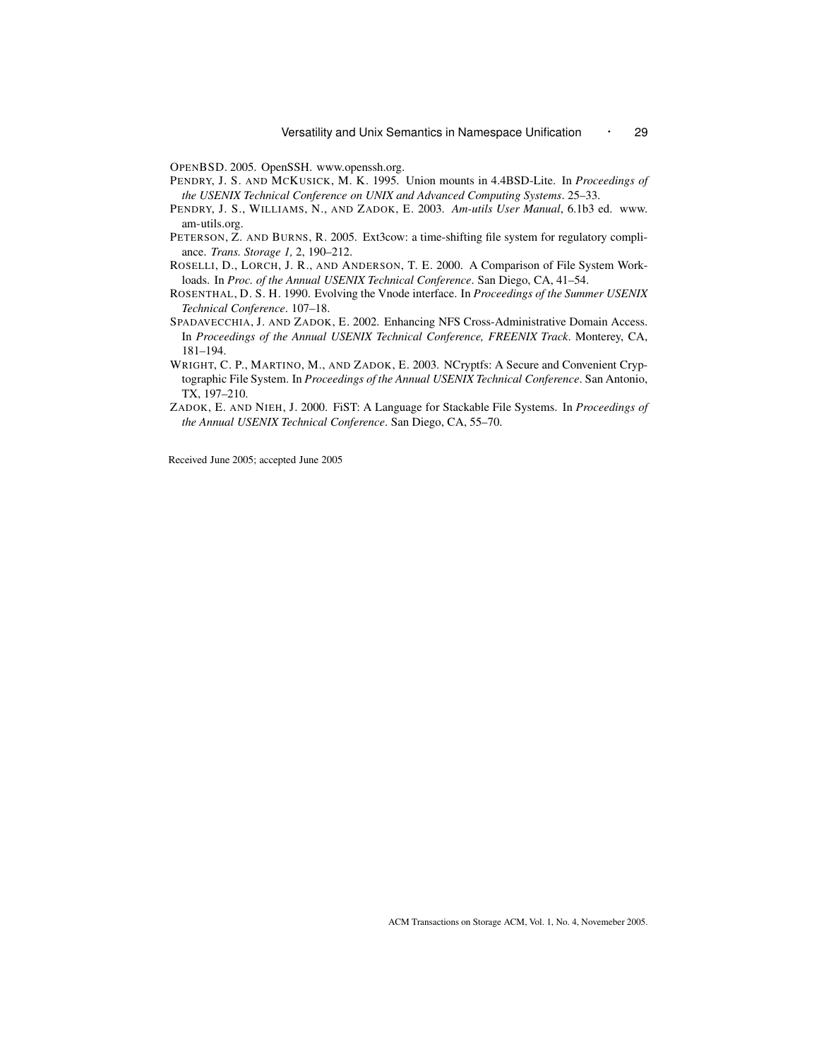OPENBSD. 2005. OpenSSH. www.openssh.org.

PENDRY, J. S. AND MCKUSICK, M. K. 1995. Union mounts in 4.4BSD-Lite. In *Proceedings of the USENIX Technical Conference on UNIX and Advanced Computing Systems*. 25–33.

PENDRY, J. S., WILLIAMS, N., AND ZADOK, E. 2003. *Am-utils User Manual*, 6.1b3 ed. www.am-utils.org.

PETERSON, Z. AND BURNS, R. 2005. Ext3cow: a time-shifting file system for regulatory compliance. *Trans. Storage 1,* 2, 190–212.

ROSELLI, D., LORCH, J. R., AND ANDERSON, T. E. 2000. A Comparison of File System Workloads. In *Proc. of the Annual USENIX Technical Conference*. San Diego, CA, 41–54.

ROSENTHAL, D. S. H. 1990. Evolving the Vnode interface. In *Proceedings of the Summer USENIX Technical Conference*. 107–18.

SPADAVECCHIA, J. AND ZADOK, E. 2002. Enhancing NFS Cross-Administrative Domain Access. In *Proceedings of the Annual USENIX Technical Conference, FREENIX Track*. Monterey, CA, 181–194.

WRIGHT, C. P., MARTINO, M., AND ZADOK, E. 2003. NCryptfs: A Secure and Convenient Cryptographic File System. In *Proceedings of the Annual USENIX Technical Conference*. San Antonio, TX, 197–210.

ZADOK, E. AND NIEH, J. 2000. FiST: A Language for Stackable File Systems. In *Proceedings of the Annual USENIX Technical Conference*. San Diego, CA, 55–70.

Received June 2005; accepted June 2005